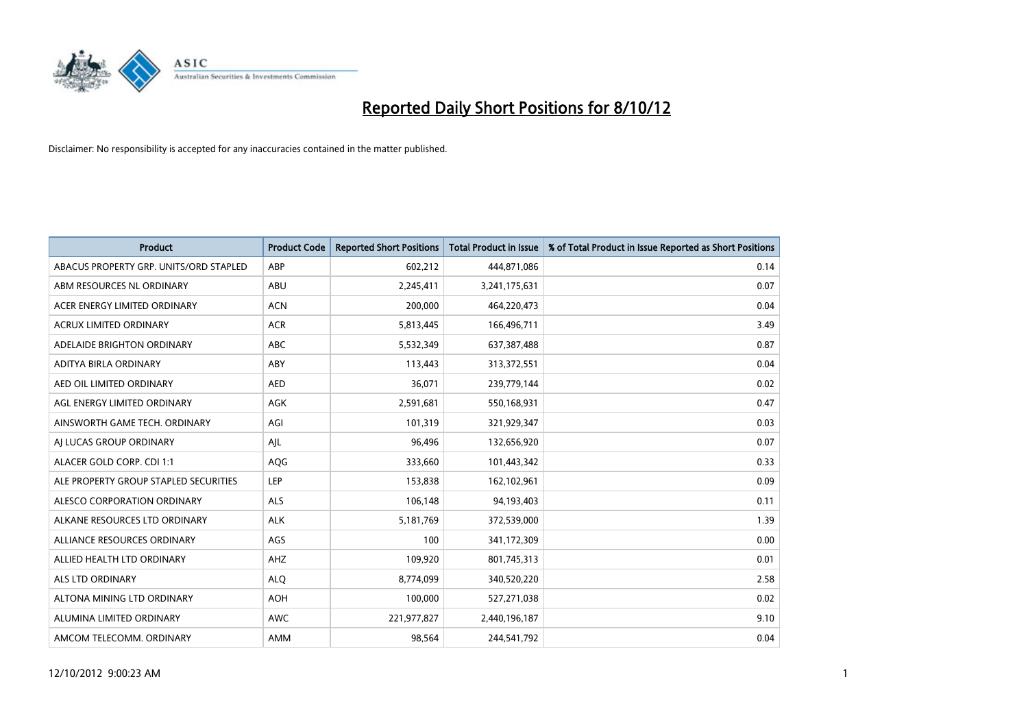# Reported Daily Short Positions for 8/10/12

Disclaimer: No responsibility is accepted for any inaccuracies contained in the matter published.

| Product | Product Code | Reported Short Positions | Total Product in Issue | % of Total Product in Issue Reported as Short Positions |
|---|---|---|---|---|
| ABACUS PROPERTY GRP. UNITS/ORD STAPLED | ABP | 602,212 | 444,871,086 | 0.14 |
| ABM RESOURCES NL ORDINARY | ABU | 2,245,411 | 3,241,175,631 | 0.07 |
| ACER ENERGY LIMITED ORDINARY | ACN | 200,000 | 464,220,473 | 0.04 |
| ACRUX LIMITED ORDINARY | ACR | 5,813,445 | 166,496,711 | 3.49 |
| ADELAIDE BRIGHTON ORDINARY | ABC | 5,532,349 | 637,387,488 | 0.87 |
| ADITYA BIRLA ORDINARY | ABY | 113,443 | 313,372,551 | 0.04 |
| AED OIL LIMITED ORDINARY | AED | 36,071 | 239,779,144 | 0.02 |
| AGL ENERGY LIMITED ORDINARY | AGK | 2,591,681 | 550,168,931 | 0.47 |
| AINSWORTH GAME TECH. ORDINARY | AGI | 101,319 | 321,929,347 | 0.03 |
| AJ LUCAS GROUP ORDINARY | AJL | 96,496 | 132,656,920 | 0.07 |
| ALACER GOLD CORP. CDI 1:1 | AQG | 333,660 | 101,443,342 | 0.33 |
| ALE PROPERTY GROUP STAPLED SECURITIES | LEP | 153,838 | 162,102,961 | 0.09 |
| ALESCO CORPORATION ORDINARY | ALS | 106,148 | 94,193,403 | 0.11 |
| ALKANE RESOURCES LTD ORDINARY | ALK | 5,181,769 | 372,539,000 | 1.39 |
| ALLIANCE RESOURCES ORDINARY | AGS | 100 | 341,172,309 | 0.00 |
| ALLIED HEALTH LTD ORDINARY | AHZ | 109,920 | 801,745,313 | 0.01 |
| ALS LTD ORDINARY | ALQ | 8,774,099 | 340,520,220 | 2.58 |
| ALTONA MINING LTD ORDINARY | AOH | 100,000 | 527,271,038 | 0.02 |
| ALUMINA LIMITED ORDINARY | AWC | 221,977,827 | 2,440,196,187 | 9.10 |
| AMCOM TELECOMM. ORDINARY | AMM | 98,564 | 244,541,792 | 0.04 |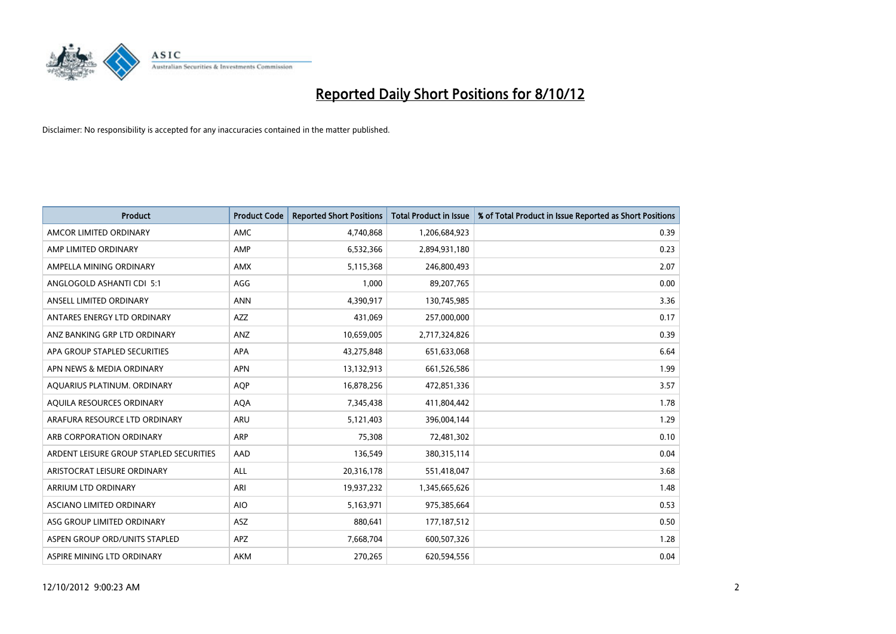# Reported Daily Short Positions for 8/10/12

Disclaimer: No responsibility is accepted for any inaccuracies contained in the matter published.

| Product | Product Code | Reported Short Positions | Total Product in Issue | % of Total Product in Issue Reported as Short Positions |
|---|---|---|---|---|
| AMCOR LIMITED ORDINARY | AMC | 4,740,868 | 1,206,684,923 | 0.39 |
| AMP LIMITED ORDINARY | AMP | 6,532,366 | 2,894,931,180 | 0.23 |
| AMPELLA MINING ORDINARY | AMX | 5,115,368 | 246,800,493 | 2.07 |
| ANGLOGOLD ASHANTI CDI 5:1 | AGG | 1,000 | 89,207,765 | 0.00 |
| ANSELL LIMITED ORDINARY | ANN | 4,390,917 | 130,745,985 | 3.36 |
| ANTARES ENERGY LTD ORDINARY | AZZ | 431,069 | 257,000,000 | 0.17 |
| ANZ BANKING GRP LTD ORDINARY | ANZ | 10,659,005 | 2,717,324,826 | 0.39 |
| APA GROUP STAPLED SECURITIES | APA | 43,275,848 | 651,633,068 | 6.64 |
| APN NEWS & MEDIA ORDINARY | APN | 13,132,913 | 661,526,586 | 1.99 |
| AQUARIUS PLATINUM. ORDINARY | AQP | 16,878,256 | 472,851,336 | 3.57 |
| AQUILA RESOURCES ORDINARY | AQA | 7,345,438 | 411,804,442 | 1.78 |
| ARAFURA RESOURCE LTD ORDINARY | ARU | 5,121,403 | 396,004,144 | 1.29 |
| ARB CORPORATION ORDINARY | ARP | 75,308 | 72,481,302 | 0.10 |
| ARDENT LEISURE GROUP STAPLED SECURITIES | AAD | 136,549 | 380,315,114 | 0.04 |
| ARISTOCRAT LEISURE ORDINARY | ALL | 20,316,178 | 551,418,047 | 3.68 |
| ARRIUM LTD ORDINARY | ARI | 19,937,232 | 1,345,665,626 | 1.48 |
| ASCIANO LIMITED ORDINARY | AIO | 5,163,971 | 975,385,664 | 0.53 |
| ASG GROUP LIMITED ORDINARY | ASZ | 880,641 | 177,187,512 | 0.50 |
| ASPEN GROUP ORD/UNITS STAPLED | APZ | 7,668,704 | 600,507,326 | 1.28 |
| ASPIRE MINING LTD ORDINARY | AKM | 270,265 | 620,594,556 | 0.04 |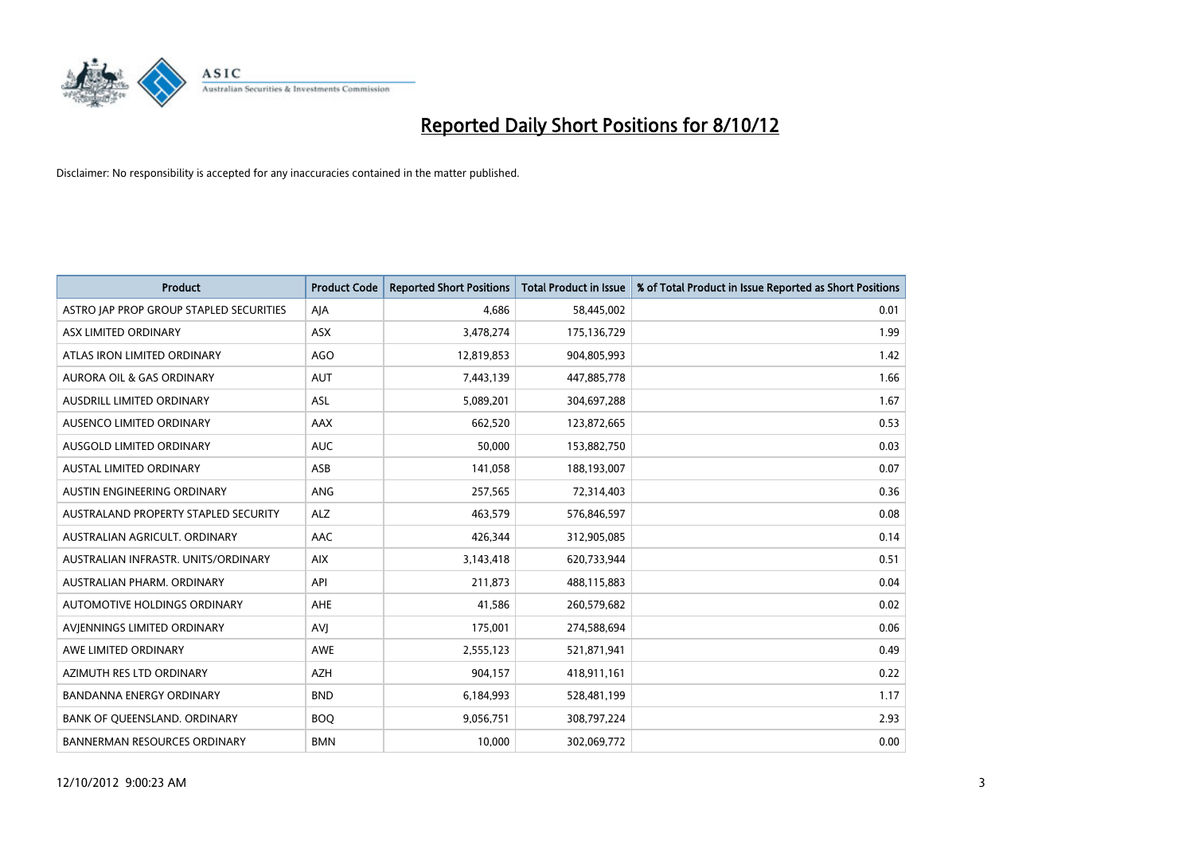# Reported Daily Short Positions for 8/10/12

Disclaimer: No responsibility is accepted for any inaccuracies contained in the matter published.

| Product | Product Code | Reported Short Positions | Total Product in Issue | % of Total Product in Issue Reported as Short Positions |
|---|---|---|---|---|
| ASTRO JAP PROP GROUP STAPLED SECURITIES | AJA | 4,686 | 58,445,002 | 0.01 |
| ASX LIMITED ORDINARY | ASX | 3,478,274 | 175,136,729 | 1.99 |
| ATLAS IRON LIMITED ORDINARY | AGO | 12,819,853 | 904,805,993 | 1.42 |
| AURORA OIL & GAS ORDINARY | AUT | 7,443,139 | 447,885,778 | 1.66 |
| AUSDRILL LIMITED ORDINARY | ASL | 5,089,201 | 304,697,288 | 1.67 |
| AUSENCO LIMITED ORDINARY | AAX | 662,520 | 123,872,665 | 0.53 |
| AUSGOLD LIMITED ORDINARY | AUC | 50,000 | 153,882,750 | 0.03 |
| AUSTAL LIMITED ORDINARY | ASB | 141,058 | 188,193,007 | 0.07 |
| AUSTIN ENGINEERING ORDINARY | ANG | 257,565 | 72,314,403 | 0.36 |
| AUSTRALAND PROPERTY STAPLED SECURITY | ALZ | 463,579 | 576,846,597 | 0.08 |
| AUSTRALIAN AGRICULT. ORDINARY | AAC | 426,344 | 312,905,085 | 0.14 |
| AUSTRALIAN INFRASTR. UNITS/ORDINARY | AIX | 3,143,418 | 620,733,944 | 0.51 |
| AUSTRALIAN PHARM. ORDINARY | API | 211,873 | 488,115,883 | 0.04 |
| AUTOMOTIVE HOLDINGS ORDINARY | AHE | 41,586 | 260,579,682 | 0.02 |
| AVJENNINGS LIMITED ORDINARY | AVJ | 175,001 | 274,588,694 | 0.06 |
| AWE LIMITED ORDINARY | AWE | 2,555,123 | 521,871,941 | 0.49 |
| AZIMUTH RES LTD ORDINARY | AZH | 904,157 | 418,911,161 | 0.22 |
| BANDANNA ENERGY ORDINARY | BND | 6,184,993 | 528,481,199 | 1.17 |
| BANK OF QUEENSLAND. ORDINARY | BOQ | 9,056,751 | 308,797,224 | 2.93 |
| BANNERMAN RESOURCES ORDINARY | BMN | 10,000 | 302,069,772 | 0.00 |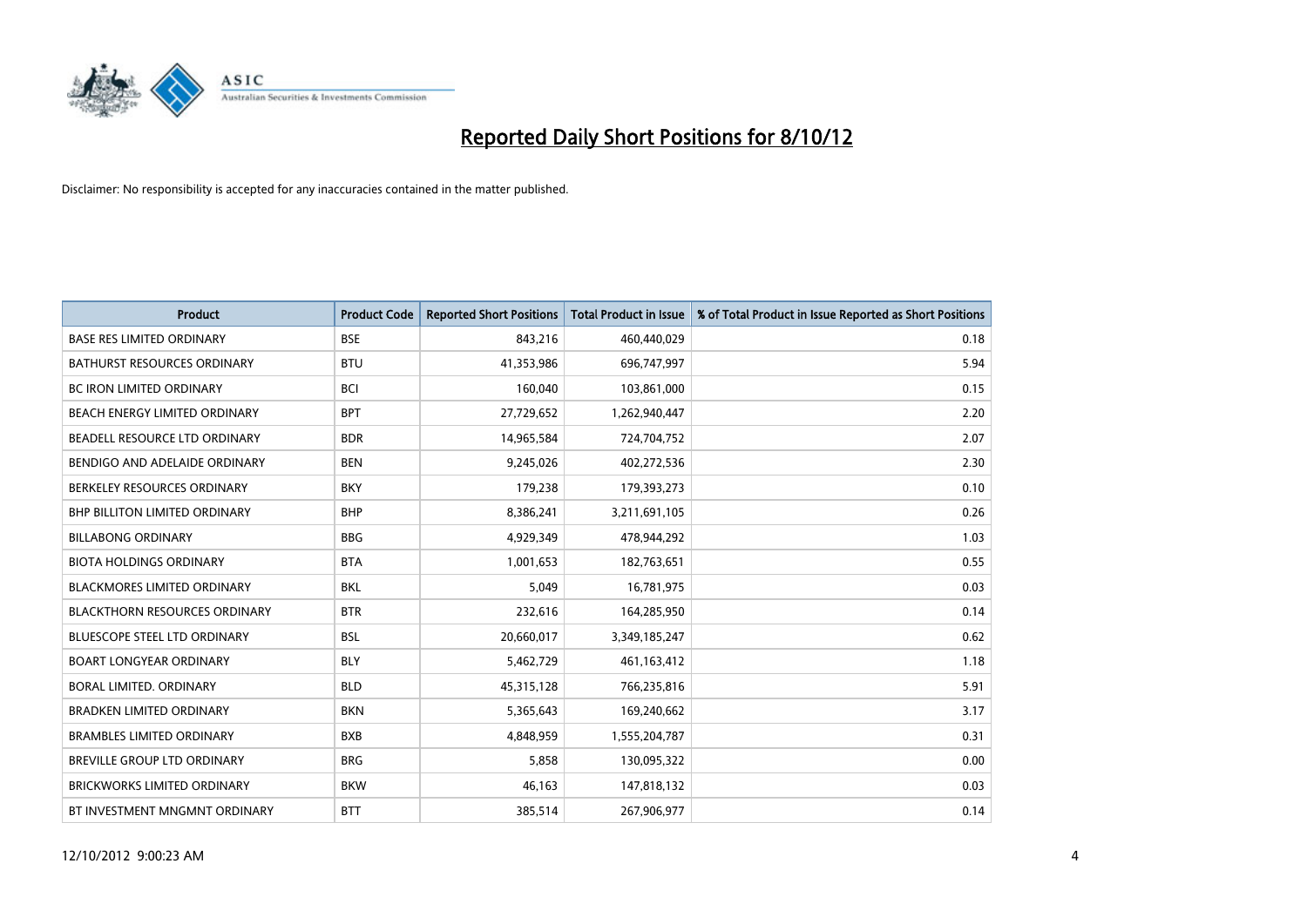# Reported Daily Short Positions for 8/10/12

Disclaimer: No responsibility is accepted for any inaccuracies contained in the matter published.

| Product | Product Code | Reported Short Positions | Total Product in Issue | % of Total Product in Issue Reported as Short Positions |
|---|---|---|---|---|
| BASE RES LIMITED ORDINARY | BSE | 843,216 | 460,440,029 | 0.18 |
| BATHURST RESOURCES ORDINARY | BTU | 41,353,986 | 696,747,997 | 5.94 |
| BC IRON LIMITED ORDINARY | BCI | 160,040 | 103,861,000 | 0.15 |
| BEACH ENERGY LIMITED ORDINARY | BPT | 27,729,652 | 1,262,940,447 | 2.20 |
| BEADELL RESOURCE LTD ORDINARY | BDR | 14,965,584 | 724,704,752 | 2.07 |
| BENDIGO AND ADELAIDE ORDINARY | BEN | 9,245,026 | 402,272,536 | 2.30 |
| BERKELEY RESOURCES ORDINARY | BKY | 179,238 | 179,393,273 | 0.10 |
| BHP BILLITON LIMITED ORDINARY | BHP | 8,386,241 | 3,211,691,105 | 0.26 |
| BILLABONG ORDINARY | BBG | 4,929,349 | 478,944,292 | 1.03 |
| BIOTA HOLDINGS ORDINARY | BTA | 1,001,653 | 182,763,651 | 0.55 |
| BLACKMORES LIMITED ORDINARY | BKL | 5,049 | 16,781,975 | 0.03 |
| BLACKTHORN RESOURCES ORDINARY | BTR | 232,616 | 164,285,950 | 0.14 |
| BLUESCOPE STEEL LTD ORDINARY | BSL | 20,660,017 | 3,349,185,247 | 0.62 |
| BOART LONGYEAR ORDINARY | BLY | 5,462,729 | 461,163,412 | 1.18 |
| BORAL LIMITED. ORDINARY | BLD | 45,315,128 | 766,235,816 | 5.91 |
| BRADKEN LIMITED ORDINARY | BKN | 5,365,643 | 169,240,662 | 3.17 |
| BRAMBLES LIMITED ORDINARY | BXB | 4,848,959 | 1,555,204,787 | 0.31 |
| BREVILLE GROUP LTD ORDINARY | BRG | 5,858 | 130,095,322 | 0.00 |
| BRICKWORKS LIMITED ORDINARY | BKW | 46,163 | 147,818,132 | 0.03 |
| BT INVESTMENT MNGMNT ORDINARY | BTT | 385,514 | 267,906,977 | 0.14 |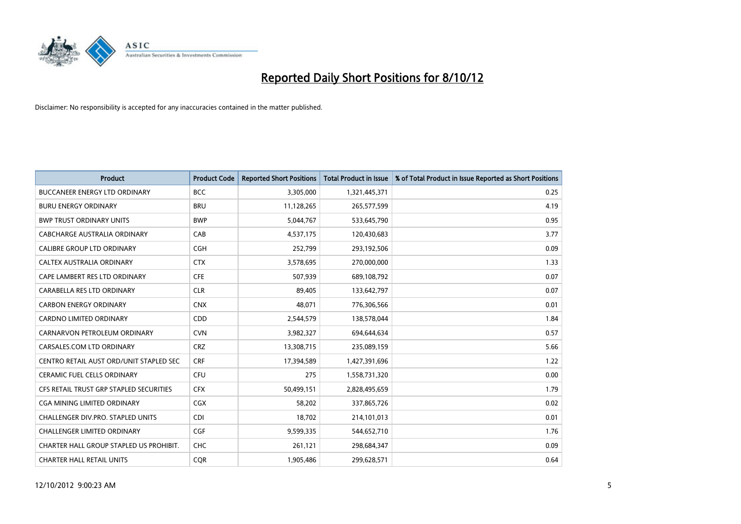# Reported Daily Short Positions for 8/10/12

Disclaimer: No responsibility is accepted for any inaccuracies contained in the matter published.

| Product | Product Code | Reported Short Positions | Total Product in Issue | % of Total Product in Issue Reported as Short Positions |
|---|---|---|---|---|
| BUCCANEER ENERGY LTD ORDINARY | BCC | 3,305,000 | 1,321,445,371 | 0.25 |
| BURU ENERGY ORDINARY | BRU | 11,128,265 | 265,577,599 | 4.19 |
| BWP TRUST ORDINARY UNITS | BWP | 5,044,767 | 533,645,790 | 0.95 |
| CABCHARGE AUSTRALIA ORDINARY | CAB | 4,537,175 | 120,430,683 | 3.77 |
| CALIBRE GROUP LTD ORDINARY | CGH | 252,799 | 293,192,506 | 0.09 |
| CALTEX AUSTRALIA ORDINARY | CTX | 3,578,695 | 270,000,000 | 1.33 |
| CAPE LAMBERT RES LTD ORDINARY | CFE | 507,939 | 689,108,792 | 0.07 |
| CARABELLA RES LTD ORDINARY | CLR | 89,405 | 133,642,797 | 0.07 |
| CARBON ENERGY ORDINARY | CNX | 48,071 | 776,306,566 | 0.01 |
| CARDNO LIMITED ORDINARY | CDD | 2,544,579 | 138,578,044 | 1.84 |
| CARNARVON PETROLEUM ORDINARY | CVN | 3,982,327 | 694,644,634 | 0.57 |
| CARSALES.COM LTD ORDINARY | CRZ | 13,308,715 | 235,089,159 | 5.66 |
| CENTRO RETAIL AUST ORD/UNIT STAPLED SEC | CRF | 17,394,589 | 1,427,391,696 | 1.22 |
| CERAMIC FUEL CELLS ORDINARY | CFU | 275 | 1,558,731,320 | 0.00 |
| CFS RETAIL TRUST GRP STAPLED SECURITIES | CFX | 50,499,151 | 2,828,495,659 | 1.79 |
| CGA MINING LIMITED ORDINARY | CGX | 58,202 | 337,865,726 | 0.02 |
| CHALLENGER DIV.PRO. STAPLED UNITS | CDI | 18,702 | 214,101,013 | 0.01 |
| CHALLENGER LIMITED ORDINARY | CGF | 9,599,335 | 544,652,710 | 1.76 |
| CHARTER HALL GROUP STAPLED US PROHIBIT. | CHC | 261,121 | 298,684,347 | 0.09 |
| CHARTER HALL RETAIL UNITS | CQR | 1,905,486 | 299,628,571 | 0.64 |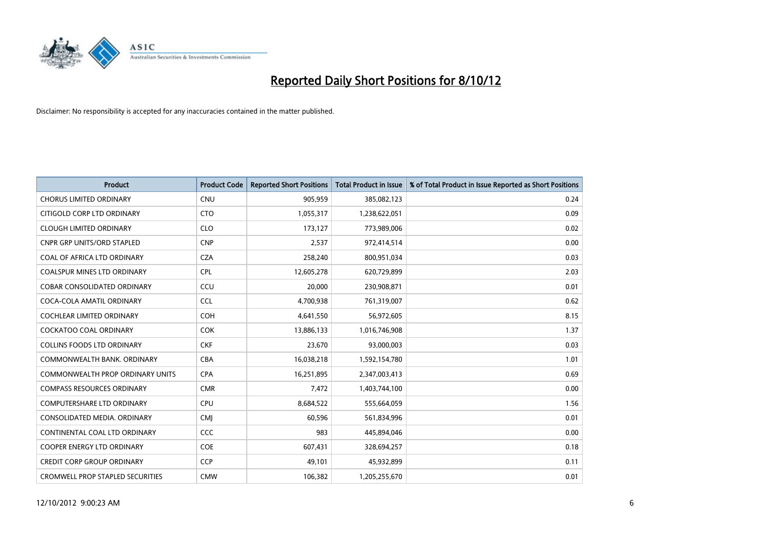# Reported Daily Short Positions for 8/10/12

Disclaimer: No responsibility is accepted for any inaccuracies contained in the matter published.

| Product | Product Code | Reported Short Positions | Total Product in Issue | % of Total Product in Issue Reported as Short Positions |
|---|---|---|---|---|
| CHORUS LIMITED ORDINARY | CNU | 905,959 | 385,082,123 | 0.24 |
| CITIGOLD CORP LTD ORDINARY | CTO | 1,055,317 | 1,238,622,051 | 0.09 |
| CLOUGH LIMITED ORDINARY | CLO | 173,127 | 773,989,006 | 0.02 |
| CNPR GRP UNITS/ORD STAPLED | CNP | 2,537 | 972,414,514 | 0.00 |
| COAL OF AFRICA LTD ORDINARY | CZA | 258,240 | 800,951,034 | 0.03 |
| COALSPUR MINES LTD ORDINARY | CPL | 12,605,278 | 620,729,899 | 2.03 |
| COBAR CONSOLIDATED ORDINARY | CCU | 20,000 | 230,908,871 | 0.01 |
| COCA-COLA AMATIL ORDINARY | CCL | 4,700,938 | 761,319,007 | 0.62 |
| COCHLEAR LIMITED ORDINARY | COH | 4,641,550 | 56,972,605 | 8.15 |
| COCKATOO COAL ORDINARY | COK | 13,886,133 | 1,016,746,908 | 1.37 |
| COLLINS FOODS LTD ORDINARY | CKF | 23,670 | 93,000,003 | 0.03 |
| COMMONWEALTH BANK. ORDINARY | CBA | 16,038,218 | 1,592,154,780 | 1.01 |
| COMMONWEALTH PROP ORDINARY UNITS | CPA | 16,251,895 | 2,347,003,413 | 0.69 |
| COMPASS RESOURCES ORDINARY | CMR | 7,472 | 1,403,744,100 | 0.00 |
| COMPUTERSHARE LTD ORDINARY | CPU | 8,684,522 | 555,664,059 | 1.56 |
| CONSOLIDATED MEDIA. ORDINARY | CMJ | 60,596 | 561,834,996 | 0.01 |
| CONTINENTAL COAL LTD ORDINARY | CCC | 983 | 445,894,046 | 0.00 |
| COOPER ENERGY LTD ORDINARY | COE | 607,431 | 328,694,257 | 0.18 |
| CREDIT CORP GROUP ORDINARY | CCP | 49,101 | 45,932,899 | 0.11 |
| CROMWELL PROP STAPLED SECURITIES | CMW | 106,382 | 1,205,255,670 | 0.01 |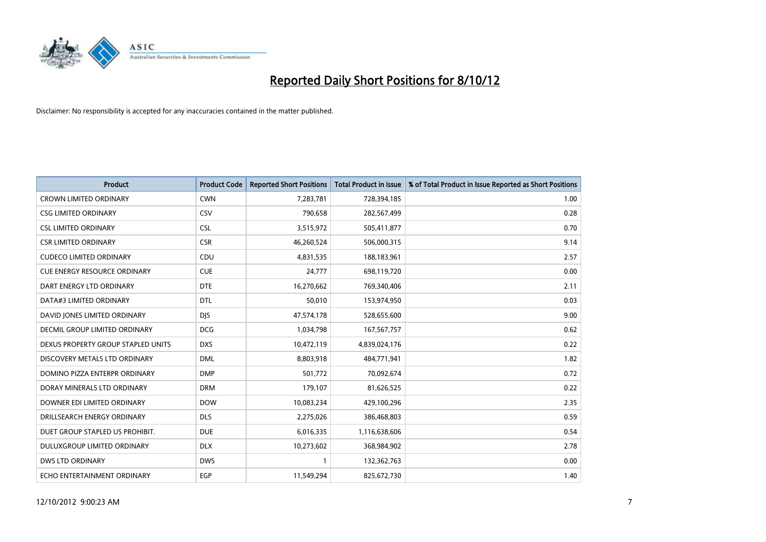# Reported Daily Short Positions for 8/10/12

Disclaimer: No responsibility is accepted for any inaccuracies contained in the matter published.

| Product | Product Code | Reported Short Positions | Total Product in Issue | % of Total Product in Issue Reported as Short Positions |
|---|---|---|---|---|
| CROWN LIMITED ORDINARY | CWN | 7,283,781 | 728,394,185 | 1.00 |
| CSG LIMITED ORDINARY | CSV | 790,658 | 282,567,499 | 0.28 |
| CSL LIMITED ORDINARY | CSL | 3,515,972 | 505,411,877 | 0.70 |
| CSR LIMITED ORDINARY | CSR | 46,260,524 | 506,000,315 | 9.14 |
| CUDECO LIMITED ORDINARY | CDU | 4,831,535 | 188,183,961 | 2.57 |
| CUE ENERGY RESOURCE ORDINARY | CUE | 24,777 | 698,119,720 | 0.00 |
| DART ENERGY LTD ORDINARY | DTE | 16,270,662 | 769,340,406 | 2.11 |
| DATA#3 LIMITED ORDINARY | DTL | 50,010 | 153,974,950 | 0.03 |
| DAVID JONES LIMITED ORDINARY | DJS | 47,574,178 | 528,655,600 | 9.00 |
| DECMIL GROUP LIMITED ORDINARY | DCG | 1,034,798 | 167,567,757 | 0.62 |
| DEXUS PROPERTY GROUP STAPLED UNITS | DXS | 10,472,119 | 4,839,024,176 | 0.22 |
| DISCOVERY METALS LTD ORDINARY | DML | 8,803,918 | 484,771,941 | 1.82 |
| DOMINO PIZZA ENTERPR ORDINARY | DMP | 501,772 | 70,092,674 | 0.72 |
| DORAY MINERALS LTD ORDINARY | DRM | 179,107 | 81,626,525 | 0.22 |
| DOWNER EDI LIMITED ORDINARY | DOW | 10,083,234 | 429,100,296 | 2.35 |
| DRILLSEARCH ENERGY ORDINARY | DLS | 2,275,026 | 386,468,803 | 0.59 |
| DUET GROUP STAPLED US PROHIBIT. | DUE | 6,016,335 | 1,116,638,606 | 0.54 |
| DULUXGROUP LIMITED ORDINARY | DLX | 10,273,602 | 368,984,902 | 2.78 |
| DWS LTD ORDINARY | DWS | 1 | 132,362,763 | 0.00 |
| ECHO ENTERTAINMENT ORDINARY | EGP | 11,549,294 | 825,672,730 | 1.40 |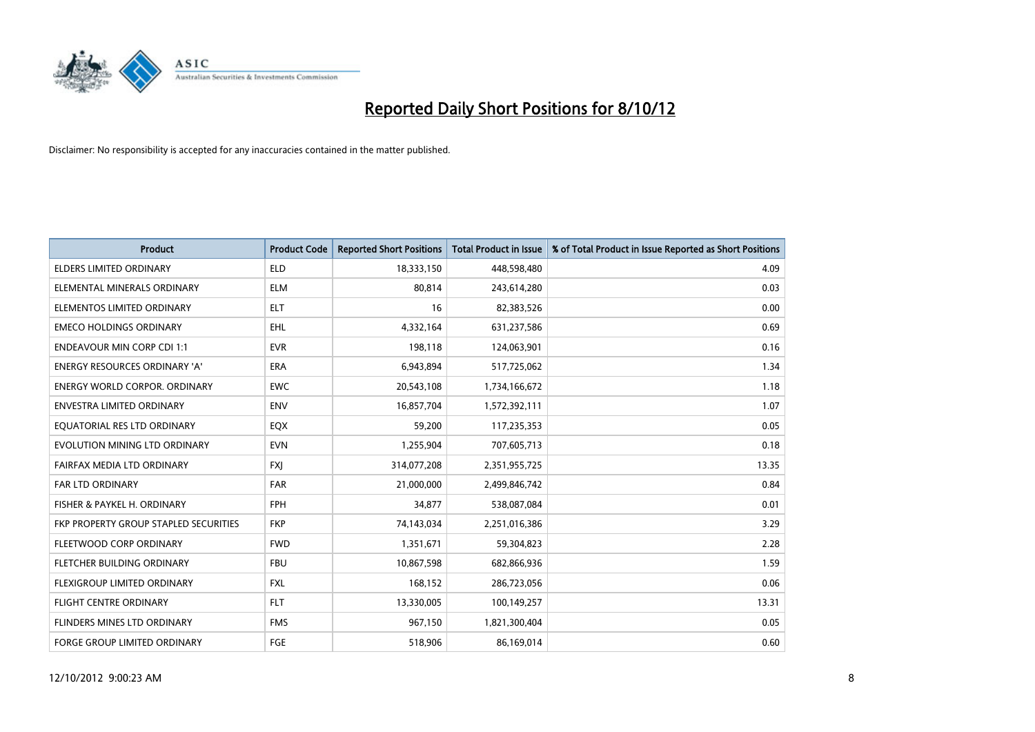# Reported Daily Short Positions for 8/10/12

Disclaimer: No responsibility is accepted for any inaccuracies contained in the matter published.

| Product | Product Code | Reported Short Positions | Total Product in Issue | % of Total Product in Issue Reported as Short Positions |
|---|---|---|---|---|
| ELDERS LIMITED ORDINARY | ELD | 18,333,150 | 448,598,480 | 4.09 |
| ELEMENTAL MINERALS ORDINARY | ELM | 80,814 | 243,614,280 | 0.03 |
| ELEMENTOS LIMITED ORDINARY | ELT | 16 | 82,383,526 | 0.00 |
| EMECO HOLDINGS ORDINARY | EHL | 4,332,164 | 631,237,586 | 0.69 |
| ENDEAVOUR MIN CORP CDI 1:1 | EVR | 198,118 | 124,063,901 | 0.16 |
| ENERGY RESOURCES ORDINARY 'A' | ERA | 6,943,894 | 517,725,062 | 1.34 |
| ENERGY WORLD CORPOR. ORDINARY | EWC | 20,543,108 | 1,734,166,672 | 1.18 |
| ENVESTRA LIMITED ORDINARY | ENV | 16,857,704 | 1,572,392,111 | 1.07 |
| EQUATORIAL RES LTD ORDINARY | EQX | 59,200 | 117,235,353 | 0.05 |
| EVOLUTION MINING LTD ORDINARY | EVN | 1,255,904 | 707,605,713 | 0.18 |
| FAIRFAX MEDIA LTD ORDINARY | FXJ | 314,077,208 | 2,351,955,725 | 13.35 |
| FAR LTD ORDINARY | FAR | 21,000,000 | 2,499,846,742 | 0.84 |
| FISHER & PAYKEL H. ORDINARY | FPH | 34,877 | 538,087,084 | 0.01 |
| FKP PROPERTY GROUP STAPLED SECURITIES | FKP | 74,143,034 | 2,251,016,386 | 3.29 |
| FLEETWOOD CORP ORDINARY | FWD | 1,351,671 | 59,304,823 | 2.28 |
| FLETCHER BUILDING ORDINARY | FBU | 10,867,598 | 682,866,936 | 1.59 |
| FLEXIGROUP LIMITED ORDINARY | FXL | 168,152 | 286,723,056 | 0.06 |
| FLIGHT CENTRE ORDINARY | FLT | 13,330,005 | 100,149,257 | 13.31 |
| FLINDERS MINES LTD ORDINARY | FMS | 967,150 | 1,821,300,404 | 0.05 |
| FORGE GROUP LIMITED ORDINARY | FGE | 518,906 | 86,169,014 | 0.60 |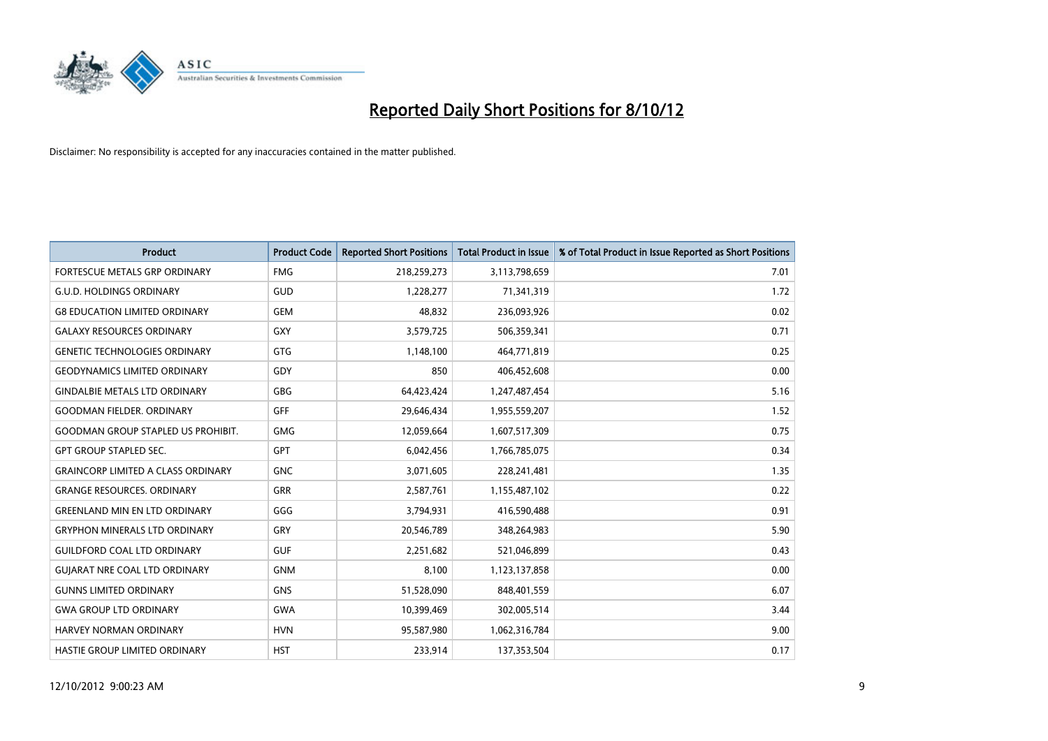# Reported Daily Short Positions for 8/10/12

Disclaimer: No responsibility is accepted for any inaccuracies contained in the matter published.

| Product | Product Code | Reported Short Positions | Total Product in Issue | % of Total Product in Issue Reported as Short Positions |
|---|---|---|---|---|
| FORTESCUE METALS GRP ORDINARY | FMG | 218,259,273 | 3,113,798,659 | 7.01 |
| G.U.D. HOLDINGS ORDINARY | GUD | 1,228,277 | 71,341,319 | 1.72 |
| G8 EDUCATION LIMITED ORDINARY | GEM | 48,832 | 236,093,926 | 0.02 |
| GALAXY RESOURCES ORDINARY | GXY | 3,579,725 | 506,359,341 | 0.71 |
| GENETIC TECHNOLOGIES ORDINARY | GTG | 1,148,100 | 464,771,819 | 0.25 |
| GEODYNAMICS LIMITED ORDINARY | GDY | 850 | 406,452,608 | 0.00 |
| GINDALBIE METALS LTD ORDINARY | GBG | 64,423,424 | 1,247,487,454 | 5.16 |
| GOODMAN FIELDER. ORDINARY | GFF | 29,646,434 | 1,955,559,207 | 1.52 |
| GOODMAN GROUP STAPLED US PROHIBIT. | GMG | 12,059,664 | 1,607,517,309 | 0.75 |
| GPT GROUP STAPLED SEC. | GPT | 6,042,456 | 1,766,785,075 | 0.34 |
| GRAINCORP LIMITED A CLASS ORDINARY | GNC | 3,071,605 | 228,241,481 | 1.35 |
| GRANGE RESOURCES. ORDINARY | GRR | 2,587,761 | 1,155,487,102 | 0.22 |
| GREENLAND MIN EN LTD ORDINARY | GGG | 3,794,931 | 416,590,488 | 0.91 |
| GRYPHON MINERALS LTD ORDINARY | GRY | 20,546,789 | 348,264,983 | 5.90 |
| GUILDFORD COAL LTD ORDINARY | GUF | 2,251,682 | 521,046,899 | 0.43 |
| GUJARAT NRE COAL LTD ORDINARY | GNM | 8,100 | 1,123,137,858 | 0.00 |
| GUNNS LIMITED ORDINARY | GNS | 51,528,090 | 848,401,559 | 6.07 |
| GWA GROUP LTD ORDINARY | GWA | 10,399,469 | 302,005,514 | 3.44 |
| HARVEY NORMAN ORDINARY | HVN | 95,587,980 | 1,062,316,784 | 9.00 |
| HASTIE GROUP LIMITED ORDINARY | HST | 233,914 | 137,353,504 | 0.17 |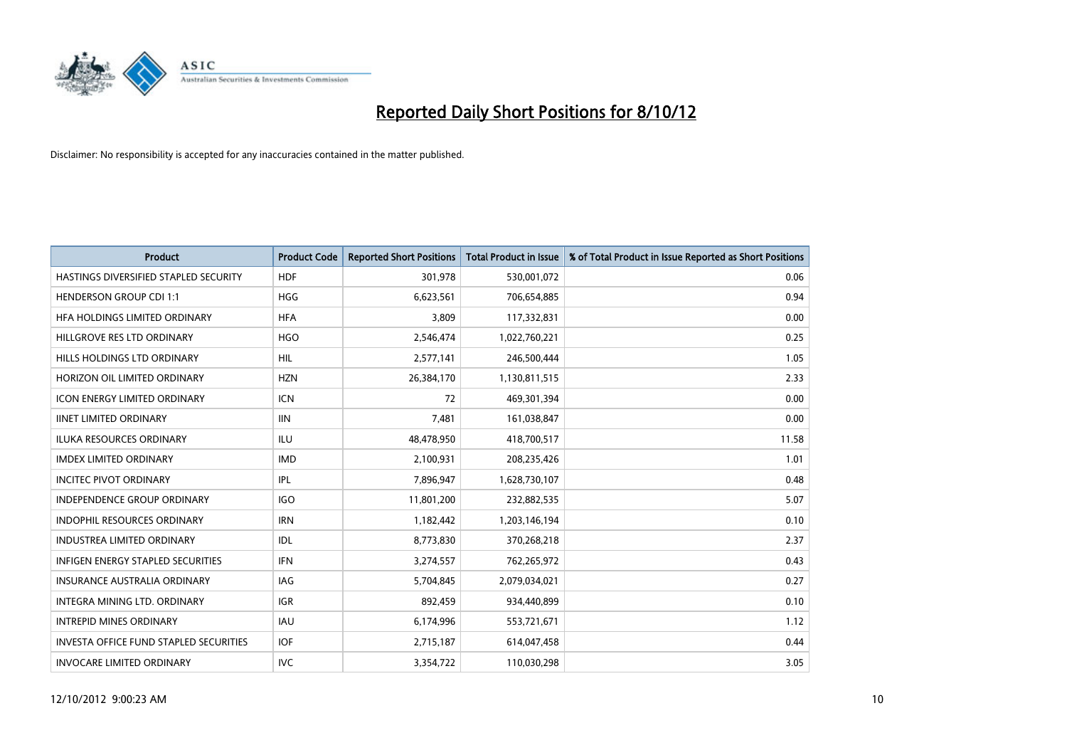# Reported Daily Short Positions for 8/10/12

Disclaimer: No responsibility is accepted for any inaccuracies contained in the matter published.

| Product | Product Code | Reported Short Positions | Total Product in Issue | % of Total Product in Issue Reported as Short Positions |
|---|---|---|---|---|
| HASTINGS DIVERSIFIED STAPLED SECURITY | HDF | 301,978 | 530,001,072 | 0.06 |
| HENDERSON GROUP CDI 1:1 | HGG | 6,623,561 | 706,654,885 | 0.94 |
| HFA HOLDINGS LIMITED ORDINARY | HFA | 3,809 | 117,332,831 | 0.00 |
| HILLGROVE RES LTD ORDINARY | HGO | 2,546,474 | 1,022,760,221 | 0.25 |
| HILLS HOLDINGS LTD ORDINARY | HIL | 2,577,141 | 246,500,444 | 1.05 |
| HORIZON OIL LIMITED ORDINARY | HZN | 26,384,170 | 1,130,811,515 | 2.33 |
| ICON ENERGY LIMITED ORDINARY | ICN | 72 | 469,301,394 | 0.00 |
| IINET LIMITED ORDINARY | IIN | 7,481 | 161,038,847 | 0.00 |
| ILUKA RESOURCES ORDINARY | ILU | 48,478,950 | 418,700,517 | 11.58 |
| IMDEX LIMITED ORDINARY | IMD | 2,100,931 | 208,235,426 | 1.01 |
| INCITEC PIVOT ORDINARY | IPL | 7,896,947 | 1,628,730,107 | 0.48 |
| INDEPENDENCE GROUP ORDINARY | IGO | 11,801,200 | 232,882,535 | 5.07 |
| INDOPHIL RESOURCES ORDINARY | IRN | 1,182,442 | 1,203,146,194 | 0.10 |
| INDUSTREA LIMITED ORDINARY | IDL | 8,773,830 | 370,268,218 | 2.37 |
| INFIGEN ENERGY STAPLED SECURITIES | IFN | 3,274,557 | 762,265,972 | 0.43 |
| INSURANCE AUSTRALIA ORDINARY | IAG | 5,704,845 | 2,079,034,021 | 0.27 |
| INTEGRA MINING LTD. ORDINARY | IGR | 892,459 | 934,440,899 | 0.10 |
| INTREPID MINES ORDINARY | IAU | 6,174,996 | 553,721,671 | 1.12 |
| INVESTA OFFICE FUND STAPLED SECURITIES | IOF | 2,715,187 | 614,047,458 | 0.44 |
| INVOCARE LIMITED ORDINARY | IVC | 3,354,722 | 110,030,298 | 3.05 |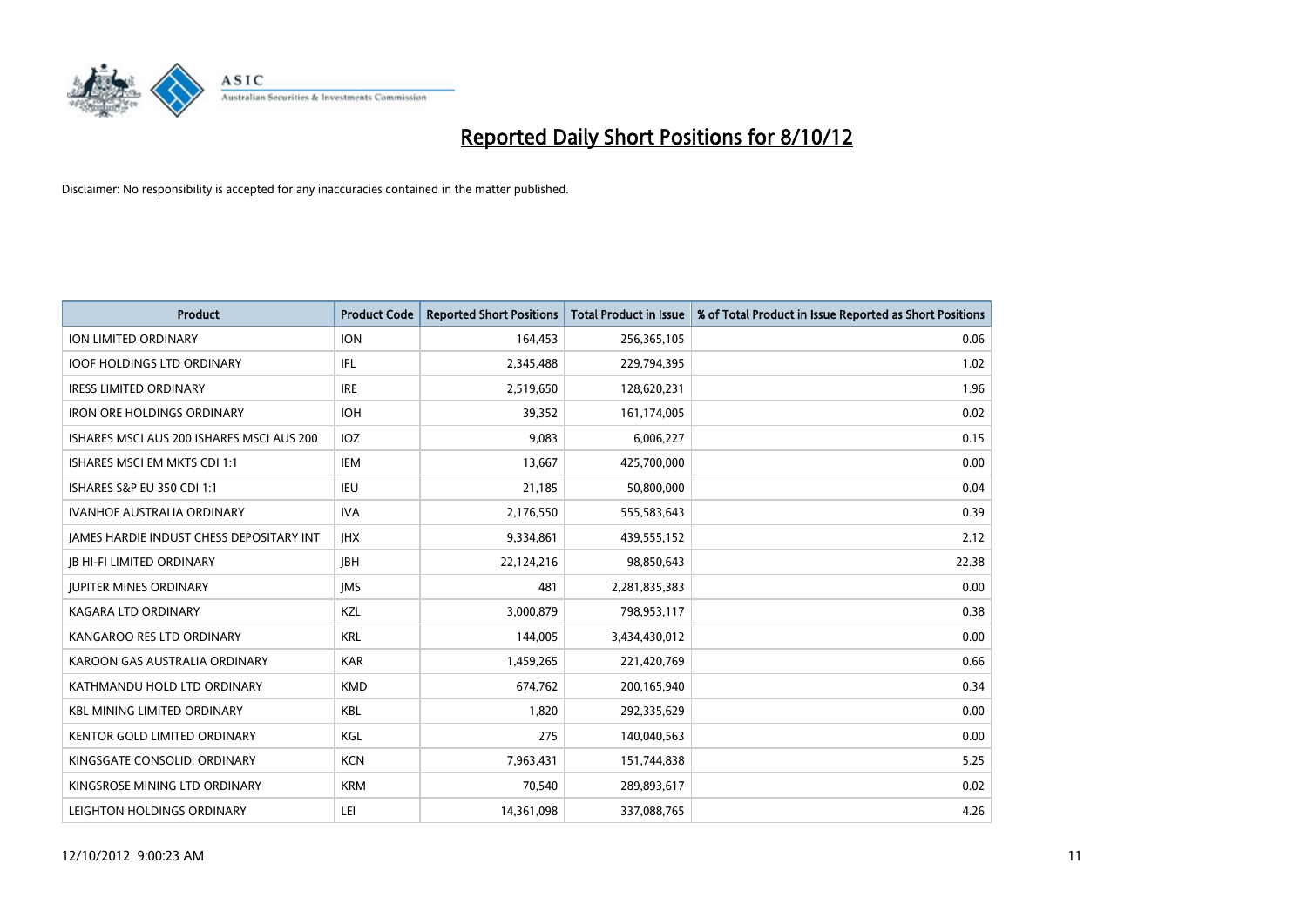# Reported Daily Short Positions for 8/10/12

Disclaimer: No responsibility is accepted for any inaccuracies contained in the matter published.

| Product | Product Code | Reported Short Positions | Total Product in Issue | % of Total Product in Issue Reported as Short Positions |
|---|---|---|---|---|
| ION LIMITED ORDINARY | ION | 164,453 | 256,365,105 | 0.06 |
| IOOF HOLDINGS LTD ORDINARY | IFL | 2,345,488 | 229,794,395 | 1.02 |
| IRESS LIMITED ORDINARY | IRE | 2,519,650 | 128,620,231 | 1.96 |
| IRON ORE HOLDINGS ORDINARY | IOH | 39,352 | 161,174,005 | 0.02 |
| ISHARES MSCI AUS 200 ISHARES MSCI AUS 200 | IOZ | 9,083 | 6,006,227 | 0.15 |
| ISHARES MSCI EM MKTS CDI 1:1 | IEM | 13,667 | 425,700,000 | 0.00 |
| ISHARES S&P EU 350 CDI 1:1 | IEU | 21,185 | 50,800,000 | 0.04 |
| IVANHOE AUSTRALIA ORDINARY | IVA | 2,176,550 | 555,583,643 | 0.39 |
| JAMES HARDIE INDUST CHESS DEPOSITARY INT | JHX | 9,334,861 | 439,555,152 | 2.12 |
| JB HI-FI LIMITED ORDINARY | JBH | 22,124,216 | 98,850,643 | 22.38 |
| JUPITER MINES ORDINARY | JMS | 481 | 2,281,835,383 | 0.00 |
| KAGARA LTD ORDINARY | KZL | 3,000,879 | 798,953,117 | 0.38 |
| KANGAROO RES LTD ORDINARY | KRL | 144,005 | 3,434,430,012 | 0.00 |
| KAROON GAS AUSTRALIA ORDINARY | KAR | 1,459,265 | 221,420,769 | 0.66 |
| KATHMANDU HOLD LTD ORDINARY | KMD | 674,762 | 200,165,940 | 0.34 |
| KBL MINING LIMITED ORDINARY | KBL | 1,820 | 292,335,629 | 0.00 |
| KENTOR GOLD LIMITED ORDINARY | KGL | 275 | 140,040,563 | 0.00 |
| KINGSGATE CONSOLID. ORDINARY | KCN | 7,963,431 | 151,744,838 | 5.25 |
| KINGSROSE MINING LTD ORDINARY | KRM | 70,540 | 289,893,617 | 0.02 |
| LEIGHTON HOLDINGS ORDINARY | LEI | 14,361,098 | 337,088,765 | 4.26 |

12/10/2012 9:00:23 AM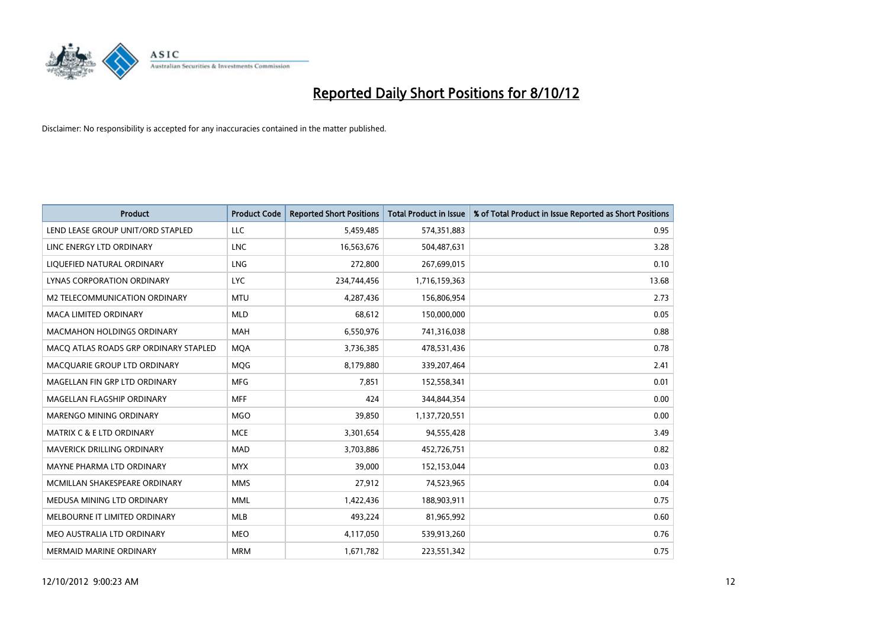# Reported Daily Short Positions for 8/10/12

Disclaimer: No responsibility is accepted for any inaccuracies contained in the matter published.

| Product | Product Code | Reported Short Positions | Total Product in Issue | % of Total Product in Issue Reported as Short Positions |
|---|---|---|---|---|
| LEND LEASE GROUP UNIT/ORD STAPLED | LLC | 5,459,485 | 574,351,883 | 0.95 |
| LINC ENERGY LTD ORDINARY | LNC | 16,563,676 | 504,487,631 | 3.28 |
| LIQUEFIED NATURAL ORDINARY | LNG | 272,800 | 267,699,015 | 0.10 |
| LYNAS CORPORATION ORDINARY | LYC | 234,744,456 | 1,716,159,363 | 13.68 |
| M2 TELECOMMUNICATION ORDINARY | MTU | 4,287,436 | 156,806,954 | 2.73 |
| MACA LIMITED ORDINARY | MLD | 68,612 | 150,000,000 | 0.05 |
| MACMAHON HOLDINGS ORDINARY | MAH | 6,550,976 | 741,316,038 | 0.88 |
| MACQ ATLAS ROADS GRP ORDINARY STAPLED | MQA | 3,736,385 | 478,531,436 | 0.78 |
| MACQUARIE GROUP LTD ORDINARY | MQG | 8,179,880 | 339,207,464 | 2.41 |
| MAGELLAN FIN GRP LTD ORDINARY | MFG | 7,851 | 152,558,341 | 0.01 |
| MAGELLAN FLAGSHIP ORDINARY | MFF | 424 | 344,844,354 | 0.00 |
| MARENGO MINING ORDINARY | MGO | 39,850 | 1,137,720,551 | 0.00 |
| MATRIX C & E LTD ORDINARY | MCE | 3,301,654 | 94,555,428 | 3.49 |
| MAVERICK DRILLING ORDINARY | MAD | 3,703,886 | 452,726,751 | 0.82 |
| MAYNE PHARMA LTD ORDINARY | MYX | 39,000 | 152,153,044 | 0.03 |
| MCMILLAN SHAKESPEARE ORDINARY | MMS | 27,912 | 74,523,965 | 0.04 |
| MEDUSA MINING LTD ORDINARY | MML | 1,422,436 | 188,903,911 | 0.75 |
| MELBOURNE IT LIMITED ORDINARY | MLB | 493,224 | 81,965,992 | 0.60 |
| MEO AUSTRALIA LTD ORDINARY | MEO | 4,117,050 | 539,913,260 | 0.76 |
| MERMAID MARINE ORDINARY | MRM | 1,671,782 | 223,551,342 | 0.75 |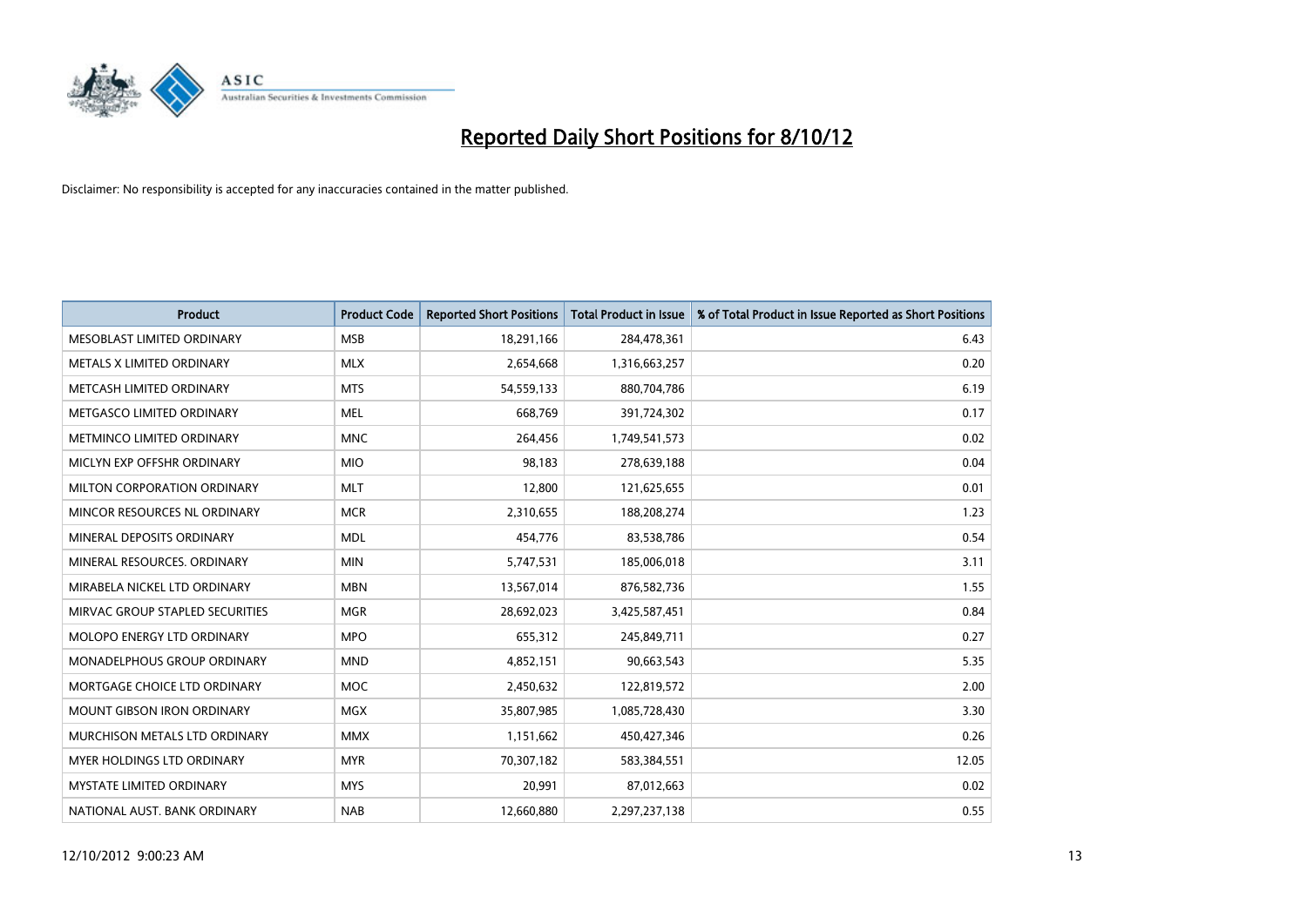# Reported Daily Short Positions for 8/10/12

Disclaimer: No responsibility is accepted for any inaccuracies contained in the matter published.

| Product | Product Code | Reported Short Positions | Total Product in Issue | % of Total Product in Issue Reported as Short Positions |
|---|---|---|---|---|
| MESOBLAST LIMITED ORDINARY | MSB | 18,291,166 | 284,478,361 | 6.43 |
| METALS X LIMITED ORDINARY | MLX | 2,654,668 | 1,316,663,257 | 0.20 |
| METCASH LIMITED ORDINARY | MTS | 54,559,133 | 880,704,786 | 6.19 |
| METGASCO LIMITED ORDINARY | MEL | 668,769 | 391,724,302 | 0.17 |
| METMINCO LIMITED ORDINARY | MNC | 264,456 | 1,749,541,573 | 0.02 |
| MICLYN EXP OFFSHR ORDINARY | MIO | 98,183 | 278,639,188 | 0.04 |
| MILTON CORPORATION ORDINARY | MLT | 12,800 | 121,625,655 | 0.01 |
| MINCOR RESOURCES NL ORDINARY | MCR | 2,310,655 | 188,208,274 | 1.23 |
| MINERAL DEPOSITS ORDINARY | MDL | 454,776 | 83,538,786 | 0.54 |
| MINERAL RESOURCES. ORDINARY | MIN | 5,747,531 | 185,006,018 | 3.11 |
| MIRABELA NICKEL LTD ORDINARY | MBN | 13,567,014 | 876,582,736 | 1.55 |
| MIRVAC GROUP STAPLED SECURITIES | MGR | 28,692,023 | 3,425,587,451 | 0.84 |
| MOLOPO ENERGY LTD ORDINARY | MPO | 655,312 | 245,849,711 | 0.27 |
| MONADELPHOUS GROUP ORDINARY | MND | 4,852,151 | 90,663,543 | 5.35 |
| MORTGAGE CHOICE LTD ORDINARY | MOC | 2,450,632 | 122,819,572 | 2.00 |
| MOUNT GIBSON IRON ORDINARY | MGX | 35,807,985 | 1,085,728,430 | 3.30 |
| MURCHISON METALS LTD ORDINARY | MMX | 1,151,662 | 450,427,346 | 0.26 |
| MYER HOLDINGS LTD ORDINARY | MYR | 70,307,182 | 583,384,551 | 12.05 |
| MYSTATE LIMITED ORDINARY | MYS | 20,991 | 87,012,663 | 0.02 |
| NATIONAL AUST. BANK ORDINARY | NAB | 12,660,880 | 2,297,237,138 | 0.55 |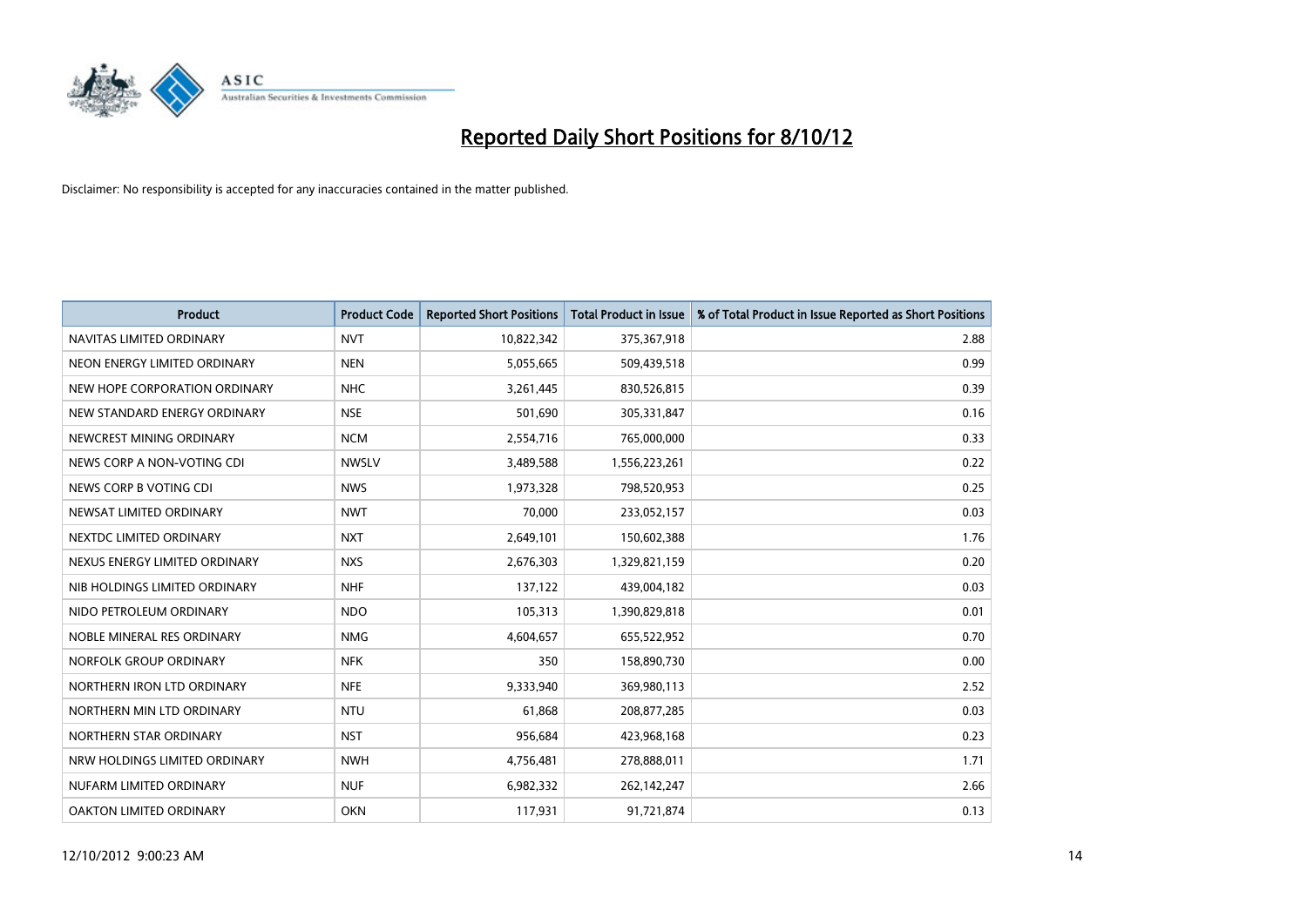# Reported Daily Short Positions for 8/10/12

Disclaimer: No responsibility is accepted for any inaccuracies contained in the matter published.

| Product | Product Code | Reported Short Positions | Total Product in Issue | % of Total Product in Issue Reported as Short Positions |
| --- | --- | --- | --- | --- |
| NAVITAS LIMITED ORDINARY | NVT | 10,822,342 | 375,367,918 | 2.88 |
| NEON ENERGY LIMITED ORDINARY | NEN | 5,055,665 | 509,439,518 | 0.99 |
| NEW HOPE CORPORATION ORDINARY | NHC | 3,261,445 | 830,526,815 | 0.39 |
| NEW STANDARD ENERGY ORDINARY | NSE | 501,690 | 305,331,847 | 0.16 |
| NEWCREST MINING ORDINARY | NCM | 2,554,716 | 765,000,000 | 0.33 |
| NEWS CORP A NON-VOTING CDI | NWSLV | 3,489,588 | 1,556,223,261 | 0.22 |
| NEWS CORP B VOTING CDI | NWS | 1,973,328 | 798,520,953 | 0.25 |
| NEWSAT LIMITED ORDINARY | NWT | 70,000 | 233,052,157 | 0.03 |
| NEXTDC LIMITED ORDINARY | NXT | 2,649,101 | 150,602,388 | 1.76 |
| NEXUS ENERGY LIMITED ORDINARY | NXS | 2,676,303 | 1,329,821,159 | 0.20 |
| NIB HOLDINGS LIMITED ORDINARY | NHF | 137,122 | 439,004,182 | 0.03 |
| NIDO PETROLEUM ORDINARY | NDO | 105,313 | 1,390,829,818 | 0.01 |
| NOBLE MINERAL RES ORDINARY | NMG | 4,604,657 | 655,522,952 | 0.70 |
| NORFOLK GROUP ORDINARY | NFK | 350 | 158,890,730 | 0.00 |
| NORTHERN IRON LTD ORDINARY | NFE | 9,333,940 | 369,980,113 | 2.52 |
| NORTHERN MIN LTD ORDINARY | NTU | 61,868 | 208,877,285 | 0.03 |
| NORTHERN STAR ORDINARY | NST | 956,684 | 423,968,168 | 0.23 |
| NRW HOLDINGS LIMITED ORDINARY | NWH | 4,756,481 | 278,888,011 | 1.71 |
| NUFARM LIMITED ORDINARY | NUF | 6,982,332 | 262,142,247 | 2.66 |
| OAKTON LIMITED ORDINARY | OKN | 117,931 | 91,721,874 | 0.13 |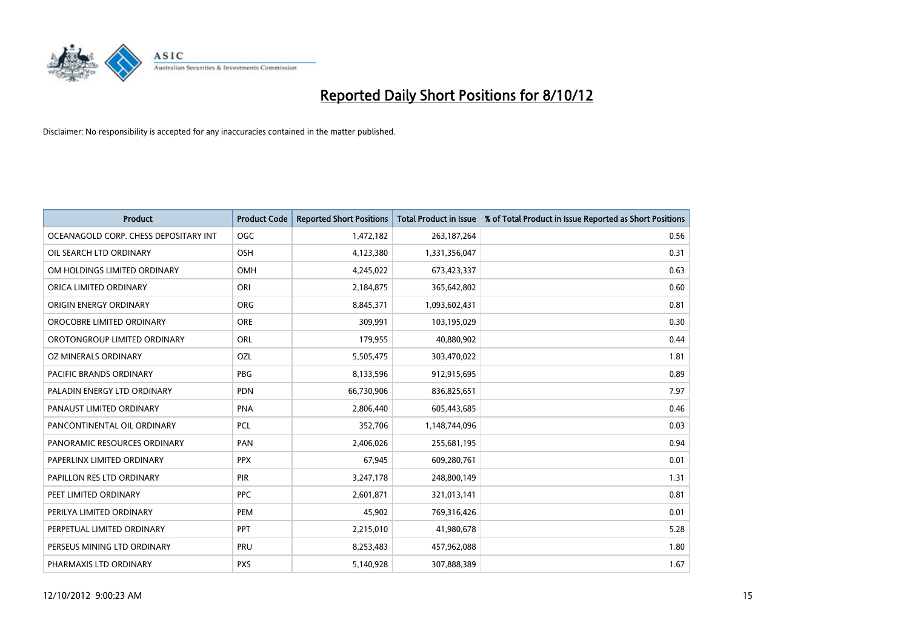# Reported Daily Short Positions for 8/10/12

Disclaimer: No responsibility is accepted for any inaccuracies contained in the matter published.

| Product | Product Code | Reported Short Positions | Total Product in Issue | % of Total Product in Issue Reported as Short Positions |
|---|---|---|---|---|
| OCEANAGOLD CORP. CHESS DEPOSITARY INT | OGC | 1,472,182 | 263,187,264 | 0.56 |
| OIL SEARCH LTD ORDINARY | OSH | 4,123,380 | 1,331,356,047 | 0.31 |
| OM HOLDINGS LIMITED ORDINARY | OMH | 4,245,022 | 673,423,337 | 0.63 |
| ORICA LIMITED ORDINARY | ORI | 2,184,875 | 365,642,802 | 0.60 |
| ORIGIN ENERGY ORDINARY | ORG | 8,845,371 | 1,093,602,431 | 0.81 |
| OROCOBRE LIMITED ORDINARY | ORE | 309,991 | 103,195,029 | 0.30 |
| OROTONGROUP LIMITED ORDINARY | ORL | 179,955 | 40,880,902 | 0.44 |
| OZ MINERALS ORDINARY | OZL | 5,505,475 | 303,470,022 | 1.81 |
| PACIFIC BRANDS ORDINARY | PBG | 8,133,596 | 912,915,695 | 0.89 |
| PALADIN ENERGY LTD ORDINARY | PDN | 66,730,906 | 836,825,651 | 7.97 |
| PANAUST LIMITED ORDINARY | PNA | 2,806,440 | 605,443,685 | 0.46 |
| PANCONTINENTAL OIL ORDINARY | PCL | 352,706 | 1,148,744,096 | 0.03 |
| PANORAMIC RESOURCES ORDINARY | PAN | 2,406,026 | 255,681,195 | 0.94 |
| PAPERLINX LIMITED ORDINARY | PPX | 67,945 | 609,280,761 | 0.01 |
| PAPILLON RES LTD ORDINARY | PIR | 3,247,178 | 248,800,149 | 1.31 |
| PEET LIMITED ORDINARY | PPC | 2,601,871 | 321,013,141 | 0.81 |
| PERILYA LIMITED ORDINARY | PEM | 45,902 | 769,316,426 | 0.01 |
| PERPETUAL LIMITED ORDINARY | PPT | 2,215,010 | 41,980,678 | 5.28 |
| PERSEUS MINING LTD ORDINARY | PRU | 8,253,483 | 457,962,088 | 1.80 |
| PHARMAXIS LTD ORDINARY | PXS | 5,140,928 | 307,888,389 | 1.67 |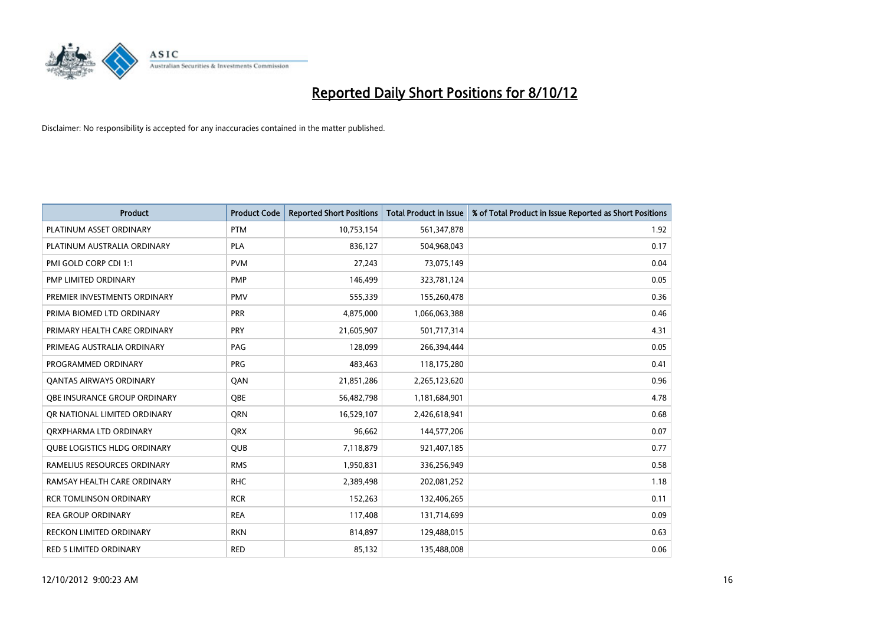# Reported Daily Short Positions for 8/10/12

Disclaimer: No responsibility is accepted for any inaccuracies contained in the matter published.

| Product | Product Code | Reported Short Positions | Total Product in Issue | % of Total Product in Issue Reported as Short Positions |
|---|---|---|---|---|
| PLATINUM ASSET ORDINARY | PTM | 10,753,154 | 561,347,878 | 1.92 |
| PLATINUM AUSTRALIA ORDINARY | PLA | 836,127 | 504,968,043 | 0.17 |
| PMI GOLD CORP CDI 1:1 | PVM | 27,243 | 73,075,149 | 0.04 |
| PMP LIMITED ORDINARY | PMP | 146,499 | 323,781,124 | 0.05 |
| PREMIER INVESTMENTS ORDINARY | PMV | 555,339 | 155,260,478 | 0.36 |
| PRIMA BIOMED LTD ORDINARY | PRR | 4,875,000 | 1,066,063,388 | 0.46 |
| PRIMARY HEALTH CARE ORDINARY | PRY | 21,605,907 | 501,717,314 | 4.31 |
| PRIMEAG AUSTRALIA ORDINARY | PAG | 128,099 | 266,394,444 | 0.05 |
| PROGRAMMED ORDINARY | PRG | 483,463 | 118,175,280 | 0.41 |
| QANTAS AIRWAYS ORDINARY | QAN | 21,851,286 | 2,265,123,620 | 0.96 |
| QBE INSURANCE GROUP ORDINARY | QBE | 56,482,798 | 1,181,684,901 | 4.78 |
| QR NATIONAL LIMITED ORDINARY | QRN | 16,529,107 | 2,426,618,941 | 0.68 |
| QRXPHARMA LTD ORDINARY | QRX | 96,662 | 144,577,206 | 0.07 |
| QUBE LOGISTICS HLDG ORDINARY | QUB | 7,118,879 | 921,407,185 | 0.77 |
| RAMELIUS RESOURCES ORDINARY | RMS | 1,950,831 | 336,256,949 | 0.58 |
| RAMSAY HEALTH CARE ORDINARY | RHC | 2,389,498 | 202,081,252 | 1.18 |
| RCR TOMLINSON ORDINARY | RCR | 152,263 | 132,406,265 | 0.11 |
| REA GROUP ORDINARY | REA | 117,408 | 131,714,699 | 0.09 |
| RECKON LIMITED ORDINARY | RKN | 814,897 | 129,488,015 | 0.63 |
| RED 5 LIMITED ORDINARY | RED | 85,132 | 135,488,008 | 0.06 |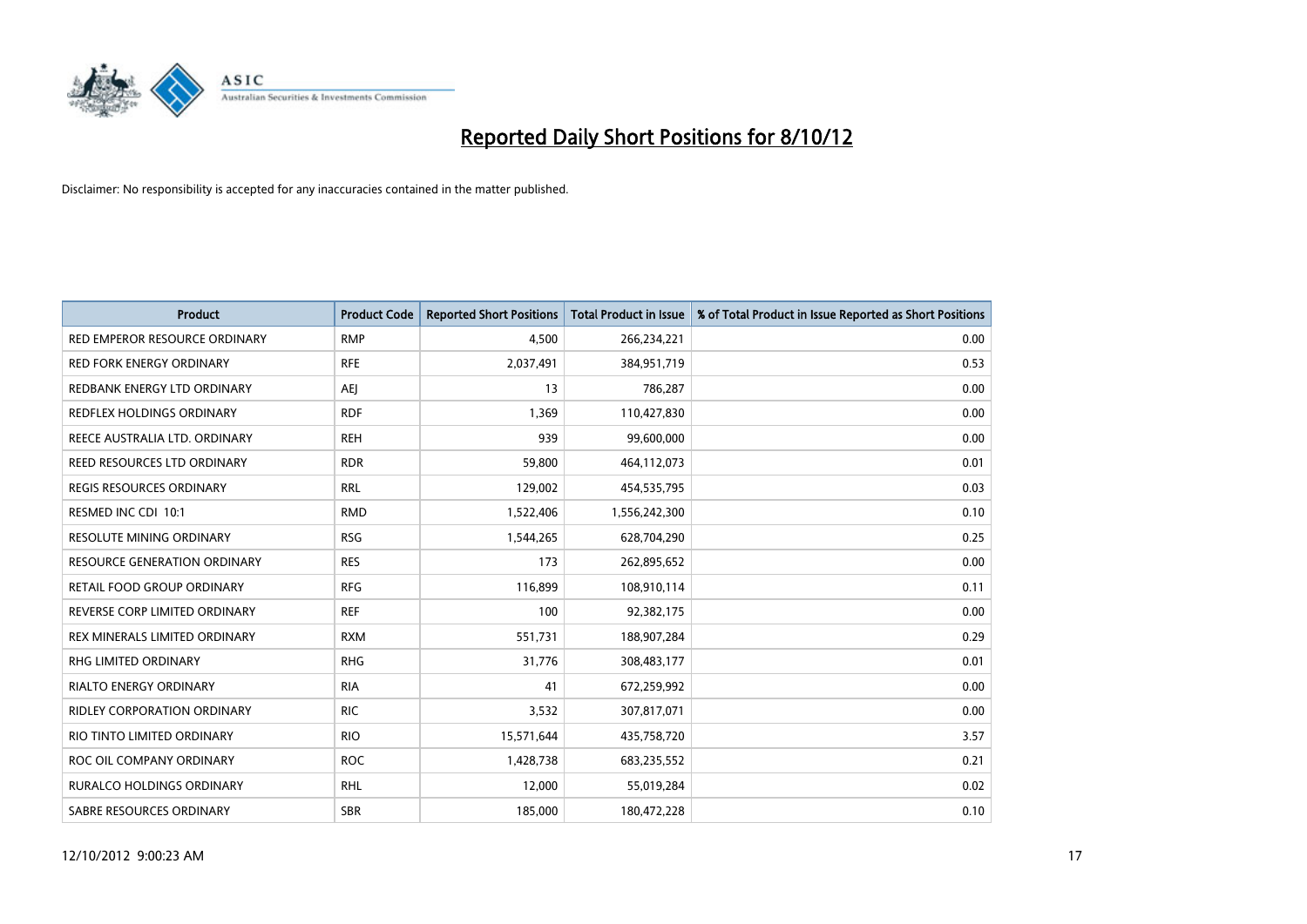# Reported Daily Short Positions for 8/10/12

Disclaimer: No responsibility is accepted for any inaccuracies contained in the matter published.

| Product | Product Code | Reported Short Positions | Total Product in Issue | % of Total Product in Issue Reported as Short Positions |
|---|---|---|---|---|
| RED EMPEROR RESOURCE ORDINARY | RMP | 4,500 | 266,234,221 | 0.00 |
| RED FORK ENERGY ORDINARY | RFE | 2,037,491 | 384,951,719 | 0.53 |
| REDBANK ENERGY LTD ORDINARY | AEJ | 13 | 786,287 | 0.00 |
| REDFLEX HOLDINGS ORDINARY | RDF | 1,369 | 110,427,830 | 0.00 |
| REECE AUSTRALIA LTD. ORDINARY | REH | 939 | 99,600,000 | 0.00 |
| REED RESOURCES LTD ORDINARY | RDR | 59,800 | 464,112,073 | 0.01 |
| REGIS RESOURCES ORDINARY | RRL | 129,002 | 454,535,795 | 0.03 |
| RESMED INC CDI 10:1 | RMD | 1,522,406 | 1,556,242,300 | 0.10 |
| RESOLUTE MINING ORDINARY | RSG | 1,544,265 | 628,704,290 | 0.25 |
| RESOURCE GENERATION ORDINARY | RES | 173 | 262,895,652 | 0.00 |
| RETAIL FOOD GROUP ORDINARY | RFG | 116,899 | 108,910,114 | 0.11 |
| REVERSE CORP LIMITED ORDINARY | REF | 100 | 92,382,175 | 0.00 |
| REX MINERALS LIMITED ORDINARY | RXM | 551,731 | 188,907,284 | 0.29 |
| RHG LIMITED ORDINARY | RHG | 31,776 | 308,483,177 | 0.01 |
| RIALTO ENERGY ORDINARY | RIA | 41 | 672,259,992 | 0.00 |
| RIDLEY CORPORATION ORDINARY | RIC | 3,532 | 307,817,071 | 0.00 |
| RIO TINTO LIMITED ORDINARY | RIO | 15,571,644 | 435,758,720 | 3.57 |
| ROC OIL COMPANY ORDINARY | ROC | 1,428,738 | 683,235,552 | 0.21 |
| RURALCO HOLDINGS ORDINARY | RHL | 12,000 | 55,019,284 | 0.02 |
| SABRE RESOURCES ORDINARY | SBR | 185,000 | 180,472,228 | 0.10 |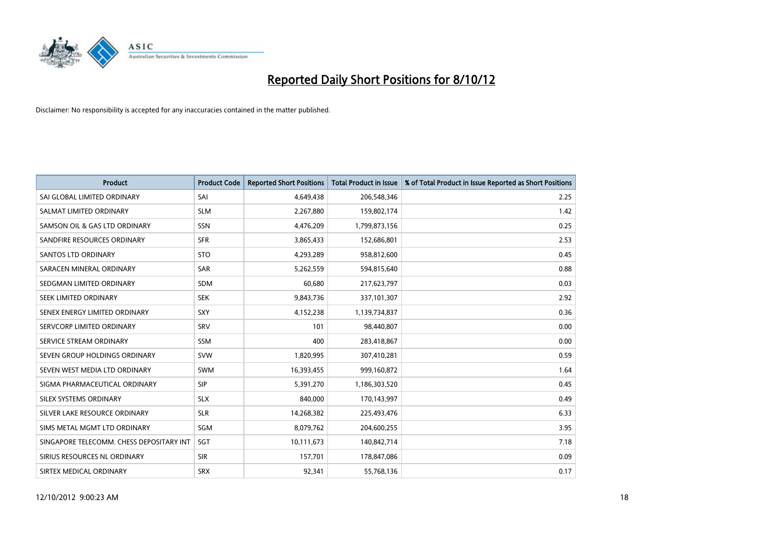# Reported Daily Short Positions for 8/10/12

Disclaimer: No responsibility is accepted for any inaccuracies contained in the matter published.

| Product | Product Code | Reported Short Positions | Total Product in Issue | % of Total Product in Issue Reported as Short Positions |
|---|---|---|---|---|
| SAI GLOBAL LIMITED ORDINARY | SAI | 4,649,438 | 206,548,346 | 2.25 |
| SALMAT LIMITED ORDINARY | SLM | 2,267,880 | 159,802,174 | 1.42 |
| SAMSON OIL & GAS LTD ORDINARY | SSN | 4,476,209 | 1,799,873,156 | 0.25 |
| SANDFIRE RESOURCES ORDINARY | SFR | 3,865,433 | 152,686,801 | 2.53 |
| SANTOS LTD ORDINARY | STO | 4,293,289 | 958,812,600 | 0.45 |
| SARACEN MINERAL ORDINARY | SAR | 5,262,559 | 594,815,640 | 0.88 |
| SEDGMAN LIMITED ORDINARY | SDM | 60,680 | 217,623,797 | 0.03 |
| SEEK LIMITED ORDINARY | SEK | 9,843,736 | 337,101,307 | 2.92 |
| SENEX ENERGY LIMITED ORDINARY | SXY | 4,152,238 | 1,139,734,837 | 0.36 |
| SERVCORP LIMITED ORDINARY | SRV | 101 | 98,440,807 | 0.00 |
| SERVICE STREAM ORDINARY | SSM | 400 | 283,418,867 | 0.00 |
| SEVEN GROUP HOLDINGS ORDINARY | SVW | 1,820,995 | 307,410,281 | 0.59 |
| SEVEN WEST MEDIA LTD ORDINARY | SWM | 16,393,455 | 999,160,872 | 1.64 |
| SIGMA PHARMACEUTICAL ORDINARY | SIP | 5,391,270 | 1,186,303,520 | 0.45 |
| SILEX SYSTEMS ORDINARY | SLX | 840,000 | 170,143,997 | 0.49 |
| SILVER LAKE RESOURCE ORDINARY | SLR | 14,268,382 | 225,493,476 | 6.33 |
| SIMS METAL MGMT LTD ORDINARY | SGM | 8,079,762 | 204,600,255 | 3.95 |
| SINGAPORE TELECOMM. CHESS DEPOSITARY INT | SGT | 10,111,673 | 140,842,714 | 7.18 |
| SIRIUS RESOURCES NL ORDINARY | SIR | 157,701 | 178,847,086 | 0.09 |
| SIRTEX MEDICAL ORDINARY | SRX | 92,341 | 55,768,136 | 0.17 |

12/10/2012 9:00:23 AM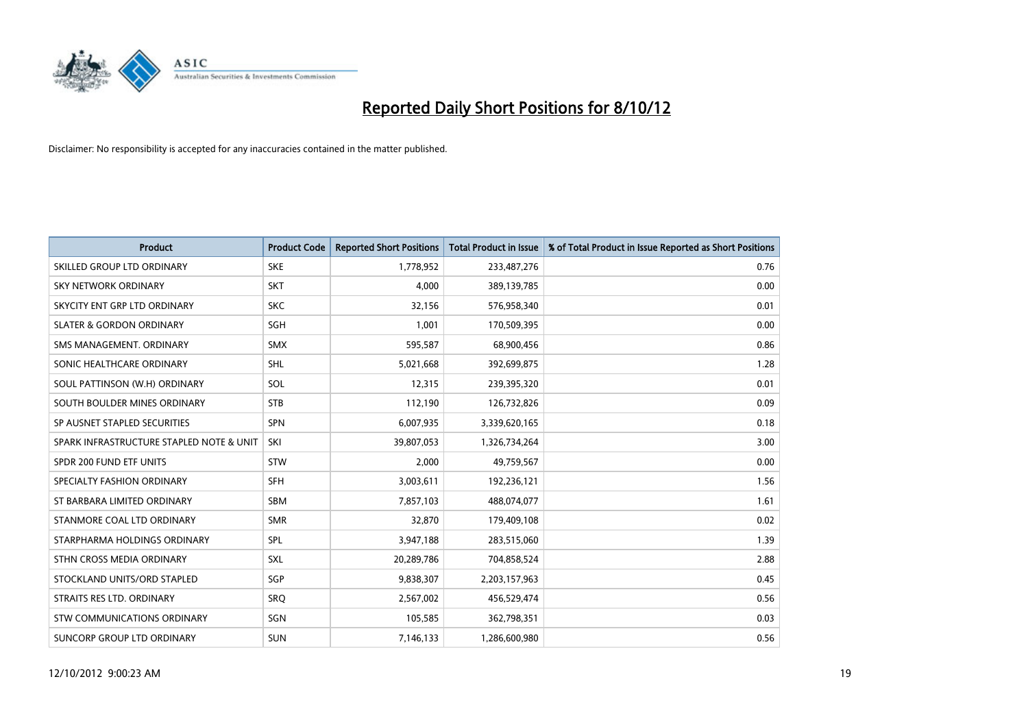# Reported Daily Short Positions for 8/10/12

Disclaimer: No responsibility is accepted for any inaccuracies contained in the matter published.

| Product | Product Code | Reported Short Positions | Total Product in Issue | % of Total Product in Issue Reported as Short Positions |
|---|---|---|---|---|
| SKILLED GROUP LTD ORDINARY | SKE | 1,778,952 | 233,487,276 | 0.76 |
| SKY NETWORK ORDINARY | SKT | 4,000 | 389,139,785 | 0.00 |
| SKYCITY ENT GRP LTD ORDINARY | SKC | 32,156 | 576,958,340 | 0.01 |
| SLATER & GORDON ORDINARY | SGH | 1,001 | 170,509,395 | 0.00 |
| SMS MANAGEMENT. ORDINARY | SMX | 595,587 | 68,900,456 | 0.86 |
| SONIC HEALTHCARE ORDINARY | SHL | 5,021,668 | 392,699,875 | 1.28 |
| SOUL PATTINSON (W.H) ORDINARY | SOL | 12,315 | 239,395,320 | 0.01 |
| SOUTH BOULDER MINES ORDINARY | STB | 112,190 | 126,732,826 | 0.09 |
| SP AUSNET STAPLED SECURITIES | SPN | 6,007,935 | 3,339,620,165 | 0.18 |
| SPARK INFRASTRUCTURE STAPLED NOTE & UNIT | SKI | 39,807,053 | 1,326,734,264 | 3.00 |
| SPDR 200 FUND ETF UNITS | STW | 2,000 | 49,759,567 | 0.00 |
| SPECIALTY FASHION ORDINARY | SFH | 3,003,611 | 192,236,121 | 1.56 |
| ST BARBARA LIMITED ORDINARY | SBM | 7,857,103 | 488,074,077 | 1.61 |
| STANMORE COAL LTD ORDINARY | SMR | 32,870 | 179,409,108 | 0.02 |
| STARPHARMA HOLDINGS ORDINARY | SPL | 3,947,188 | 283,515,060 | 1.39 |
| STHN CROSS MEDIA ORDINARY | SXL | 20,289,786 | 704,858,524 | 2.88 |
| STOCKLAND UNITS/ORD STAPLED | SGP | 9,838,307 | 2,203,157,963 | 0.45 |
| STRAITS RES LTD. ORDINARY | SRQ | 2,567,002 | 456,529,474 | 0.56 |
| STW COMMUNICATIONS ORDINARY | SGN | 105,585 | 362,798,351 | 0.03 |
| SUNCORP GROUP LTD ORDINARY | SUN | 7,146,133 | 1,286,600,980 | 0.56 |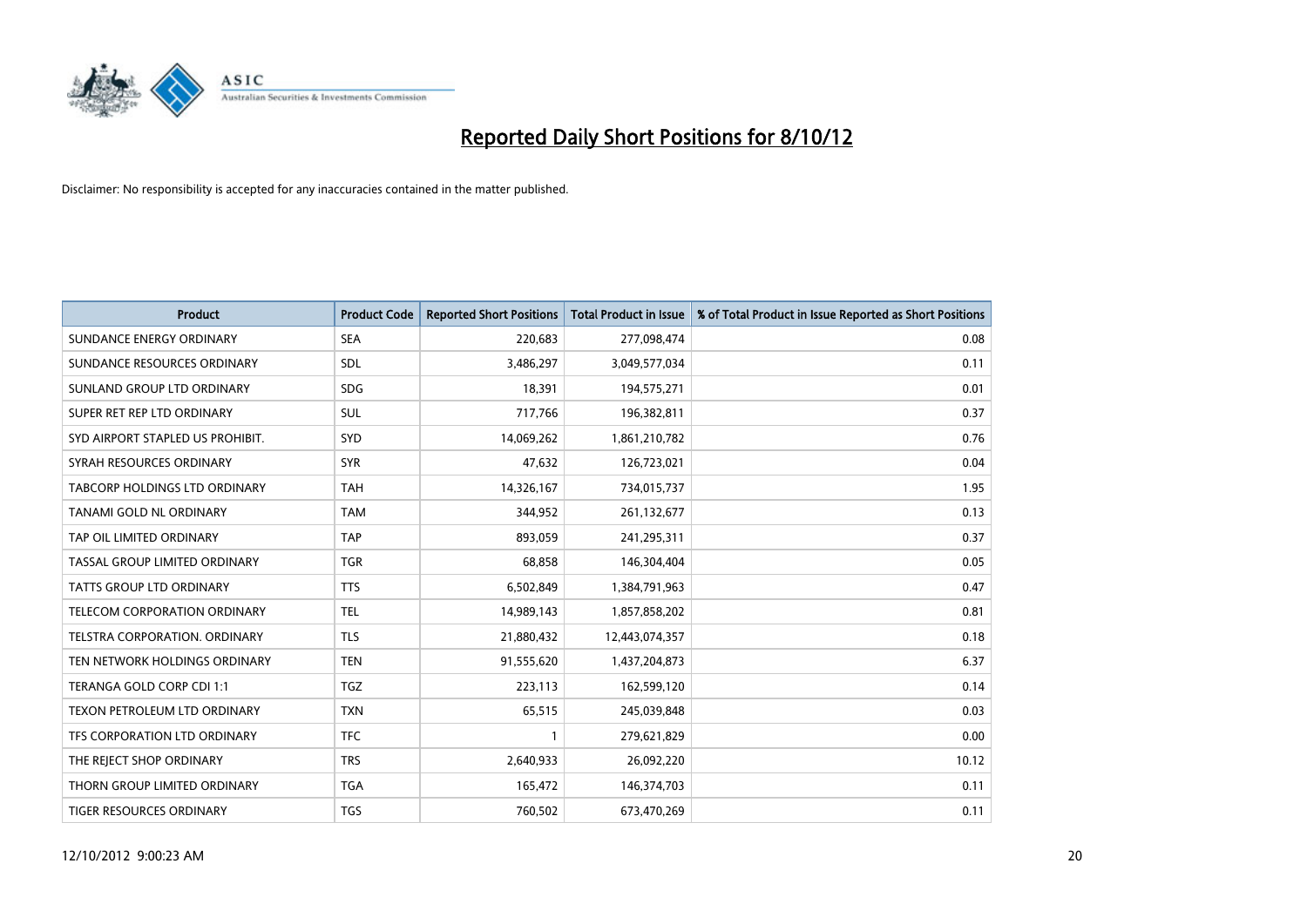# Reported Daily Short Positions for 8/10/12

Disclaimer: No responsibility is accepted for any inaccuracies contained in the matter published.

| Product | Product Code | Reported Short Positions | Total Product in Issue | % of Total Product in Issue Reported as Short Positions |
|---|---|---|---|---|
| SUNDANCE ENERGY ORDINARY | SEA | 220,683 | 277,098,474 | 0.08 |
| SUNDANCE RESOURCES ORDINARY | SDL | 3,486,297 | 3,049,577,034 | 0.11 |
| SUNLAND GROUP LTD ORDINARY | SDG | 18,391 | 194,575,271 | 0.01 |
| SUPER RET REP LTD ORDINARY | SUL | 717,766 | 196,382,811 | 0.37 |
| SYD AIRPORT STAPLED US PROHIBIT. | SYD | 14,069,262 | 1,861,210,782 | 0.76 |
| SYRAH RESOURCES ORDINARY | SYR | 47,632 | 126,723,021 | 0.04 |
| TABCORP HOLDINGS LTD ORDINARY | TAH | 14,326,167 | 734,015,737 | 1.95 |
| TANAMI GOLD NL ORDINARY | TAM | 344,952 | 261,132,677 | 0.13 |
| TAP OIL LIMITED ORDINARY | TAP | 893,059 | 241,295,311 | 0.37 |
| TASSAL GROUP LIMITED ORDINARY | TGR | 68,858 | 146,304,404 | 0.05 |
| TATTS GROUP LTD ORDINARY | TTS | 6,502,849 | 1,384,791,963 | 0.47 |
| TELECOM CORPORATION ORDINARY | TEL | 14,989,143 | 1,857,858,202 | 0.81 |
| TELSTRA CORPORATION. ORDINARY | TLS | 21,880,432 | 12,443,074,357 | 0.18 |
| TEN NETWORK HOLDINGS ORDINARY | TEN | 91,555,620 | 1,437,204,873 | 6.37 |
| TERANGA GOLD CORP CDI 1:1 | TGZ | 223,113 | 162,599,120 | 0.14 |
| TEXON PETROLEUM LTD ORDINARY | TXN | 65,515 | 245,039,848 | 0.03 |
| TFS CORPORATION LTD ORDINARY | TFC | 1 | 279,621,829 | 0.00 |
| THE REJECT SHOP ORDINARY | TRS | 2,640,933 | 26,092,220 | 10.12 |
| THORN GROUP LIMITED ORDINARY | TGA | 165,472 | 146,374,703 | 0.11 |
| TIGER RESOURCES ORDINARY | TGS | 760,502 | 673,470,269 | 0.11 |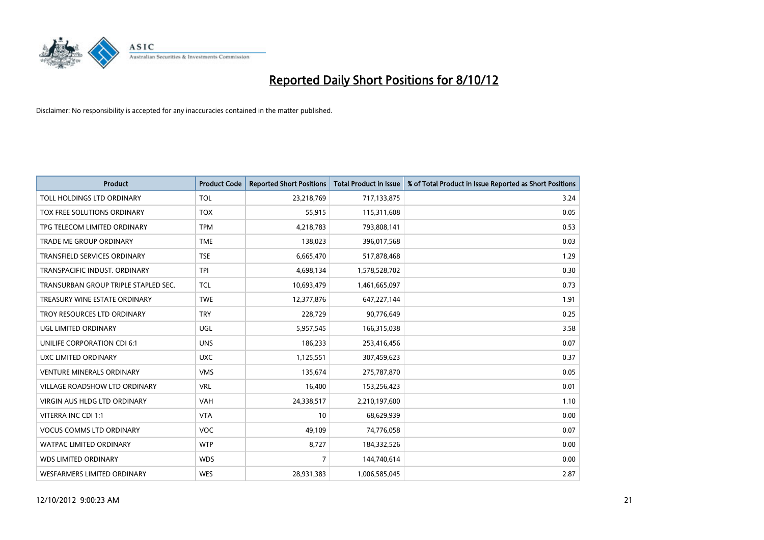# Reported Daily Short Positions for 8/10/12

Disclaimer: No responsibility is accepted for any inaccuracies contained in the matter published.

| Product | Product Code | Reported Short Positions | Total Product in Issue | % of Total Product in Issue Reported as Short Positions |
|---|---|---|---|---|
| TOLL HOLDINGS LTD ORDINARY | TOL | 23,218,769 | 717,133,875 | 3.24 |
| TOX FREE SOLUTIONS ORDINARY | TOX | 55,915 | 115,311,608 | 0.05 |
| TPG TELECOM LIMITED ORDINARY | TPM | 4,218,783 | 793,808,141 | 0.53 |
| TRADE ME GROUP ORDINARY | TME | 138,023 | 396,017,568 | 0.03 |
| TRANSFIELD SERVICES ORDINARY | TSE | 6,665,470 | 517,878,468 | 1.29 |
| TRANSPACIFIC INDUST. ORDINARY | TPI | 4,698,134 | 1,578,528,702 | 0.30 |
| TRANSURBAN GROUP TRIPLE STAPLED SEC. | TCL | 10,693,479 | 1,461,665,097 | 0.73 |
| TREASURY WINE ESTATE ORDINARY | TWE | 12,377,876 | 647,227,144 | 1.91 |
| TROY RESOURCES LTD ORDINARY | TRY | 228,729 | 90,776,649 | 0.25 |
| UGL LIMITED ORDINARY | UGL | 5,957,545 | 166,315,038 | 3.58 |
| UNILIFE CORPORATION CDI 6:1 | UNS | 186,233 | 253,416,456 | 0.07 |
| UXC LIMITED ORDINARY | UXC | 1,125,551 | 307,459,623 | 0.37 |
| VENTURE MINERALS ORDINARY | VMS | 135,674 | 275,787,870 | 0.05 |
| VILLAGE ROADSHOW LTD ORDINARY | VRL | 16,400 | 153,256,423 | 0.01 |
| VIRGIN AUS HLDG LTD ORDINARY | VAH | 24,338,517 | 2,210,197,600 | 1.10 |
| VITERRA INC CDI 1:1 | VTA | 10 | 68,629,939 | 0.00 |
| VOCUS COMMS LTD ORDINARY | VOC | 49,109 | 74,776,058 | 0.07 |
| WATPAC LIMITED ORDINARY | WTP | 8,727 | 184,332,526 | 0.00 |
| WDS LIMITED ORDINARY | WDS | 7 | 144,740,614 | 0.00 |
| WESFARMERS LIMITED ORDINARY | WES | 28,931,383 | 1,006,585,045 | 2.87 |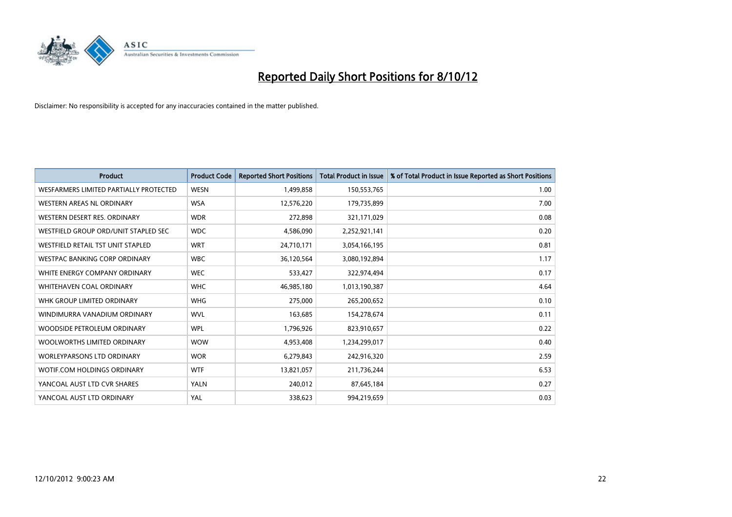# Reported Daily Short Positions for 8/10/12

Disclaimer: No responsibility is accepted for any inaccuracies contained in the matter published.

| Product | Product Code | Reported Short Positions | Total Product in Issue | % of Total Product in Issue Reported as Short Positions |
|---|---|---|---|---|
| WESFARMERS LIMITED PARTIALLY PROTECTED | WESN | 1,499,858 | 150,553,765 | 1.00 |
| WESTERN AREAS NL ORDINARY | WSA | 12,576,220 | 179,735,899 | 7.00 |
| WESTERN DESERT RES. ORDINARY | WDR | 272,898 | 321,171,029 | 0.08 |
| WESTFIELD GROUP ORD/UNIT STAPLED SEC | WDC | 4,586,090 | 2,252,921,141 | 0.20 |
| WESTFIELD RETAIL TST UNIT STAPLED | WRT | 24,710,171 | 3,054,166,195 | 0.81 |
| WESTPAC BANKING CORP ORDINARY | WBC | 36,120,564 | 3,080,192,894 | 1.17 |
| WHITE ENERGY COMPANY ORDINARY | WEC | 533,427 | 322,974,494 | 0.17 |
| WHITEHAVEN COAL ORDINARY | WHC | 46,985,180 | 1,013,190,387 | 4.64 |
| WHK GROUP LIMITED ORDINARY | WHG | 275,000 | 265,200,652 | 0.10 |
| WINDIMURRA VANADIUM ORDINARY | WVL | 163,685 | 154,278,674 | 0.11 |
| WOODSIDE PETROLEUM ORDINARY | WPL | 1,796,926 | 823,910,657 | 0.22 |
| WOOLWORTHS LIMITED ORDINARY | WOW | 4,953,408 | 1,234,299,017 | 0.40 |
| WORLEYPARSONS LTD ORDINARY | WOR | 6,279,843 | 242,916,320 | 2.59 |
| WOTIF.COM HOLDINGS ORDINARY | WTF | 13,821,057 | 211,736,244 | 6.53 |
| YANCOAL AUST LTD CVR SHARES | YALN | 240,012 | 87,645,184 | 0.27 |
| YANCOAL AUST LTD ORDINARY | YAL | 338,623 | 994,219,659 | 0.03 |